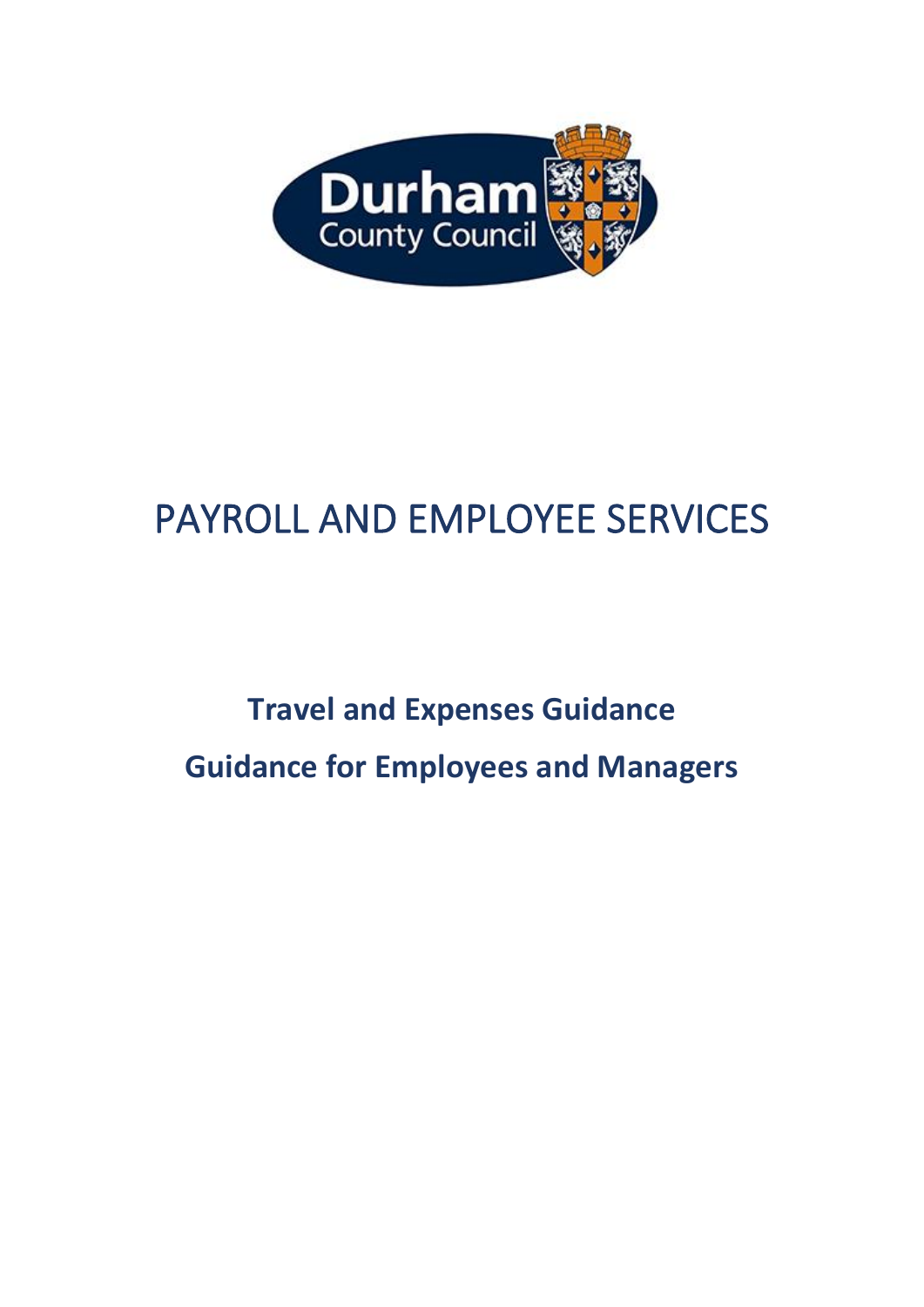# PAYROLL AND EMPLOYEE SERVICES

**Travel and Expenses Guidance**

**Guidance for Employees and Managers**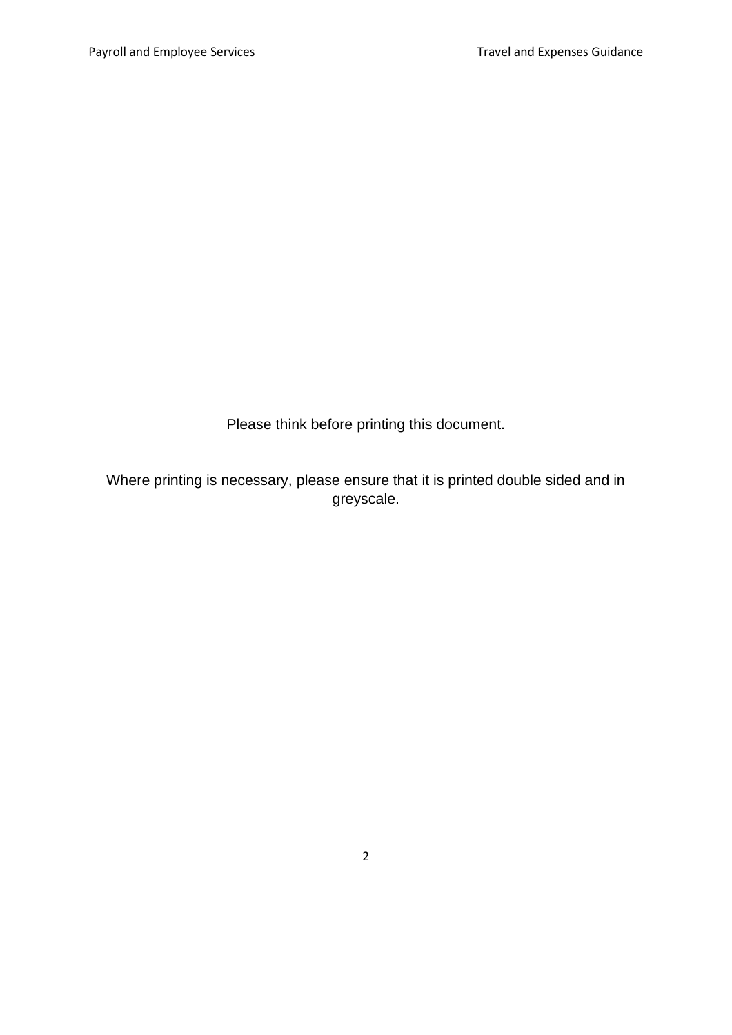Please think before printing this document.

Where printing is necessary, please ensure that it is printed double sided and in greyscale.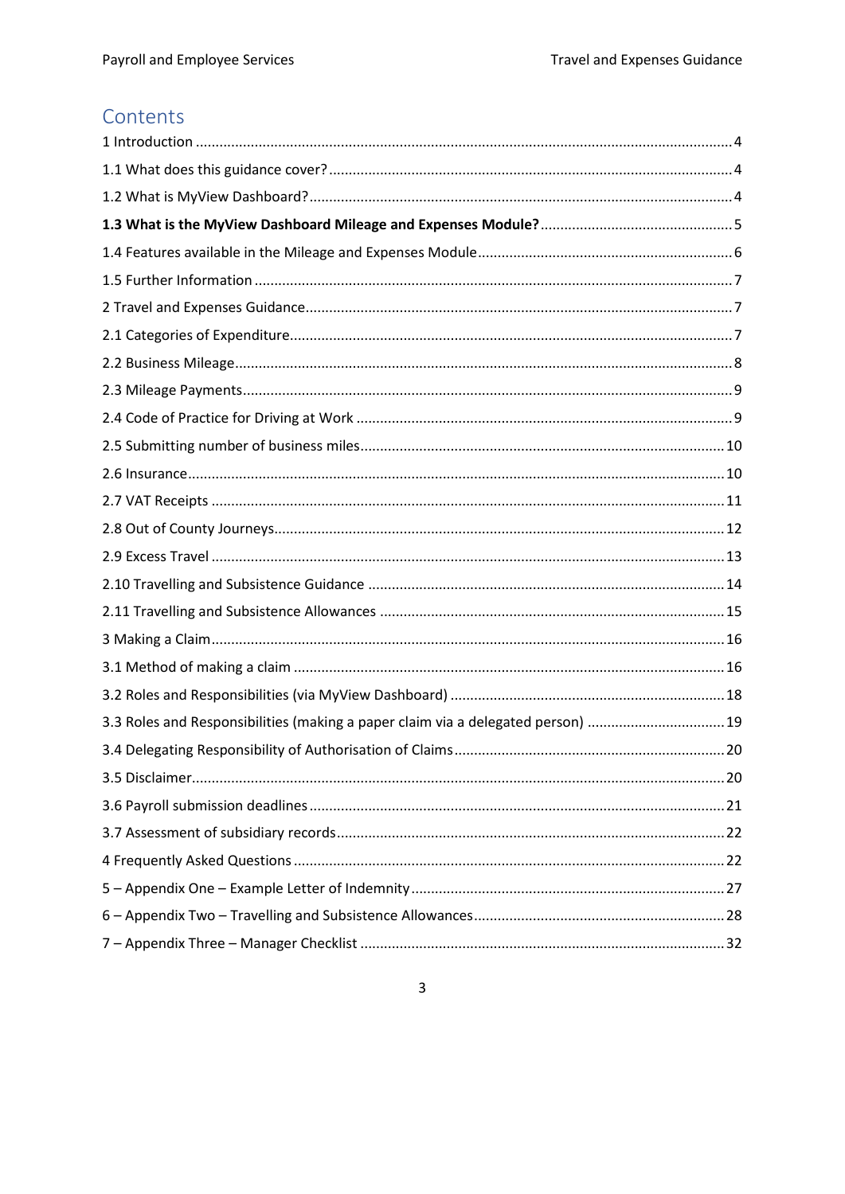# Contents

1 Introduction .......... 4

1.1 What does this guidance cover? .......... 4

1.2 What is MyView Dashboard? .......... 4

**1.3 What is the MyView Dashboard Mileage and Expenses Module?** .......... 5

1.4 Features available in the Mileage and Expenses Module .......... 6

1.5 Further Information .......... 7

2 Travel and Expenses Guidance .......... 7

2.1 Categories of Expenditure .......... 7

2.2 Business Mileage .......... 8

2.3 Mileage Payments .......... 9

2.4 Code of Practice for Driving at Work .......... 9

2.5 Submitting number of business miles .......... 10

2.6 Insurance .......... 10

2.7 VAT Receipts .......... 11

2.8 Out of County Journeys .......... 12

2.9 Excess Travel .......... 13

2.10 Travelling and Subsistence Guidance .......... 14

2.11 Travelling and Subsistence Allowances .......... 15

3 Making a Claim .......... 16

3.1 Method of making a claim .......... 16

3.2 Roles and Responsibilities (via MyView Dashboard) .......... 18

3.3 Roles and Responsibilities (making a paper claim via a delegated person) .......... 19

3.4 Delegating Responsibility of Authorisation of Claims .......... 20

3.5 Disclaimer .......... 20

3.6 Payroll submission deadlines .......... 21

3.7 Assessment of subsidiary records .......... 22

4 Frequently Asked Questions .......... 22

5 – Appendix One – Example Letter of Indemnity .......... 27

6 – Appendix Two – Travelling and Subsistence Allowances .......... 28

7 – Appendix Three – Manager Checklist .......... 32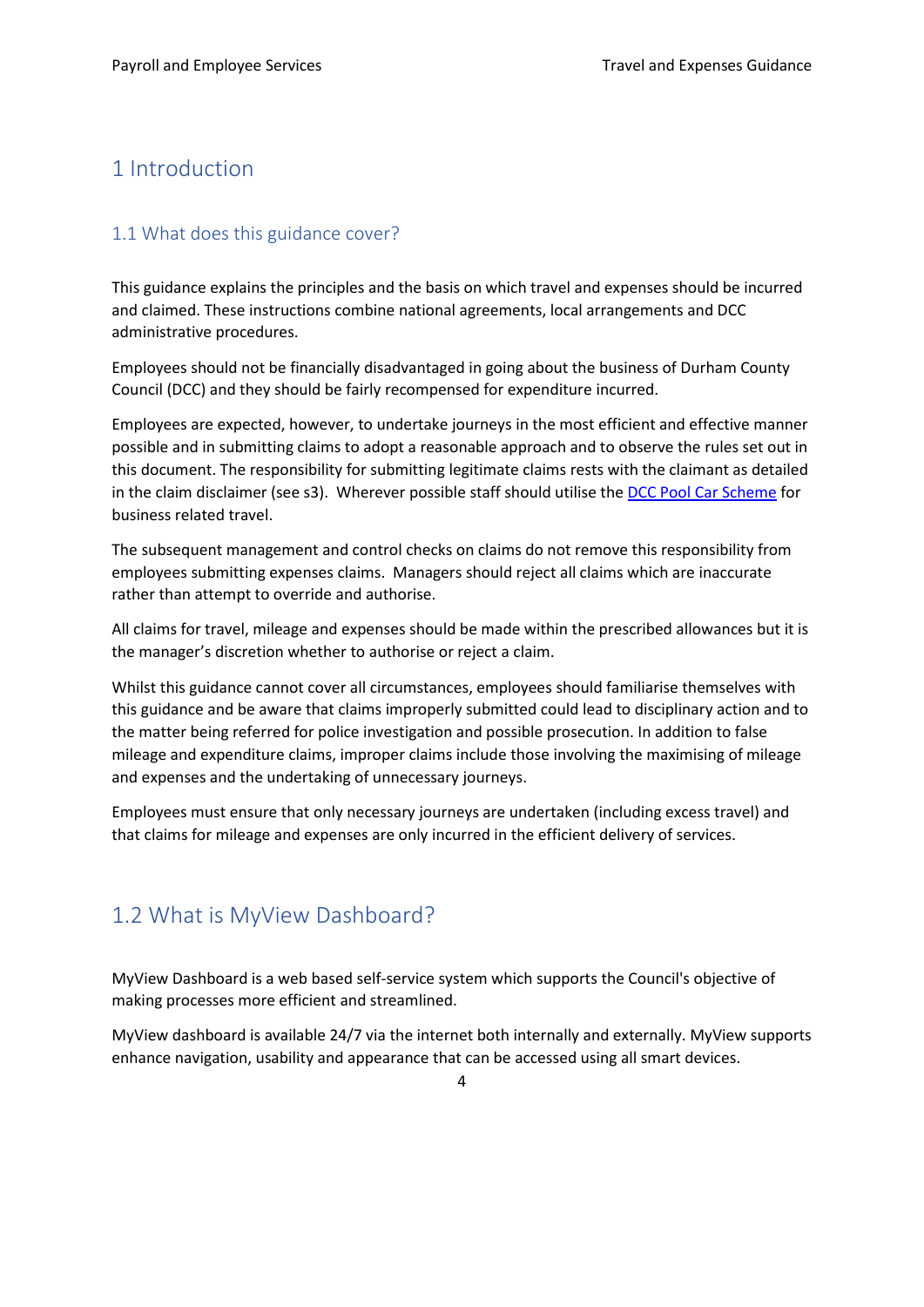# 1 Introduction

## 1.1 What does this guidance cover?

This guidance explains the principles and the basis on which travel and expenses should be incurred and claimed. These instructions combine national agreements, local arrangements and DCC administrative procedures.

Employees should not be financially disadvantaged in going about the business of Durham County Council (DCC) and they should be fairly recompensed for expenditure incurred.

Employees are expected, however, to undertake journeys in the most efficient and effective manner possible and in submitting claims to adopt a reasonable approach and to observe the rules set out in this document. The responsibility for submitting legitimate claims rests with the claimant as detailed in the claim disclaimer (see s3). Wherever possible staff should utilise the DCC Pool Car Scheme for business related travel.

The subsequent management and control checks on claims do not remove this responsibility from employees submitting expenses claims. Managers should reject all claims which are inaccurate rather than attempt to override and authorise.

All claims for travel, mileage and expenses should be made within the prescribed allowances but it is the manager's discretion whether to authorise or reject a claim.

Whilst this guidance cannot cover all circumstances, employees should familiarise themselves with this guidance and be aware that claims improperly submitted could lead to disciplinary action and to the matter being referred for police investigation and possible prosecution. In addition to false mileage and expenditure claims, improper claims include those involving the maximising of mileage and expenses and the undertaking of unnecessary journeys.

Employees must ensure that only necessary journeys are undertaken (including excess travel) and that claims for mileage and expenses are only incurred in the efficient delivery of services.

## 1.2 What is MyView Dashboard?

MyView Dashboard is a web based self-service system which supports the Council's objective of making processes more efficient and streamlined.

MyView dashboard is available 24/7 via the internet both internally and externally. MyView supports enhance navigation, usability and appearance that can be accessed using all smart devices.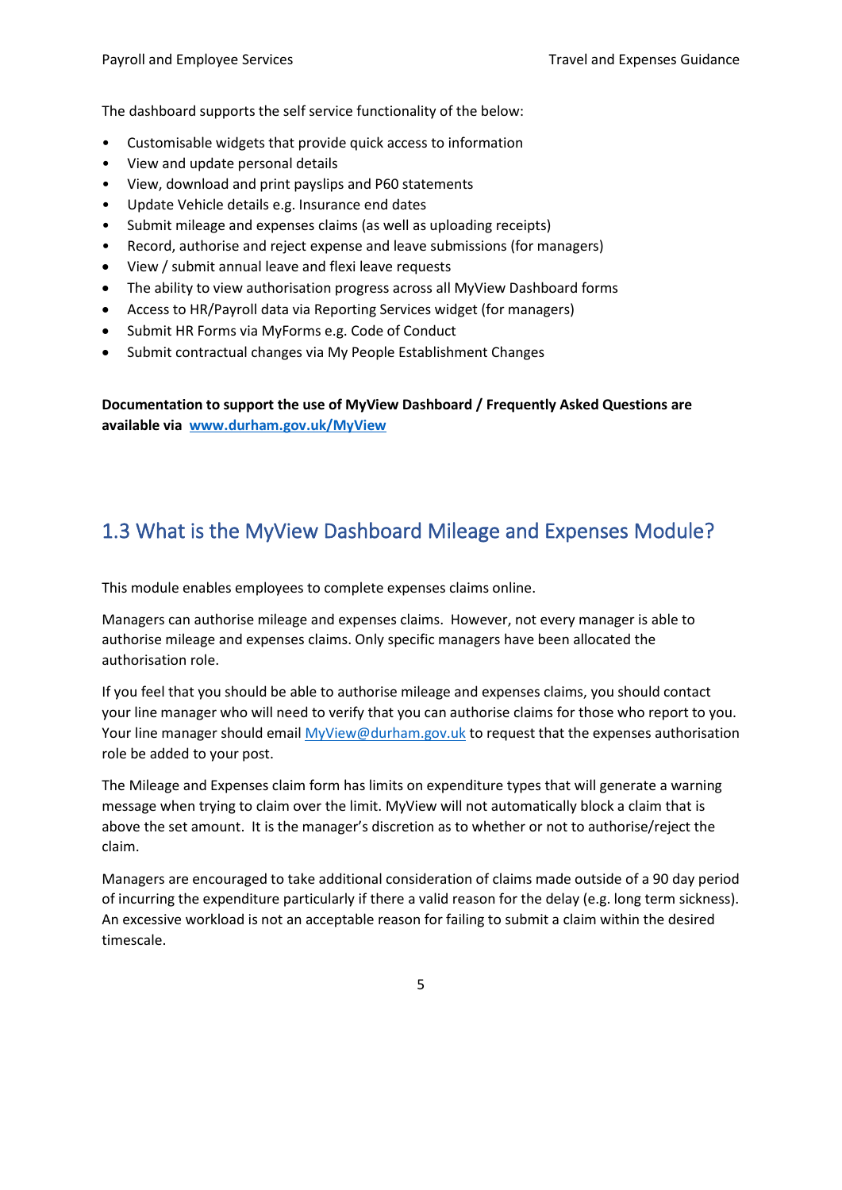The dashboard supports the self service functionality of the below:

- Customisable widgets that provide quick access to information
- View and update personal details
- View, download and print payslips and P60 statements
- Update Vehicle details e.g. Insurance end dates
- Submit mileage and expenses claims (as well as uploading receipts)
- Record, authorise and reject expense and leave submissions (for managers)
- View / submit annual leave and flexi leave requests
- The ability to view authorisation progress across all MyView Dashboard forms
- Access to HR/Payroll data via Reporting Services widget (for managers)
- Submit HR Forms via MyForms e.g. Code of Conduct
- Submit contractual changes via My People Establishment Changes

**Documentation to support the use of MyView Dashboard / Frequently Asked Questions are available via [www.durham.gov.uk/MyView](http://www.durham.gov.uk/MyView)**

## 1.3 What is the MyView Dashboard Mileage and Expenses Module?

This module enables employees to complete expenses claims online.

Managers can authorise mileage and expenses claims. However, not every manager is able to authorise mileage and expenses claims. Only specific managers have been allocated the authorisation role.

If you feel that you should be able to authorise mileage and expenses claims, you should contact your line manager who will need to verify that you can authorise claims for those who report to you. Your line manager should email [MyView@durham.gov.uk](mailto:MyView@durham.gov.uk) to request that the expenses authorisation role be added to your post.

The Mileage and Expenses claim form has limits on expenditure types that will generate a warning message when trying to claim over the limit. MyView will not automatically block a claim that is above the set amount. It is the manager's discretion as to whether or not to authorise/reject the claim.

Managers are encouraged to take additional consideration of claims made outside of a 90 day period of incurring the expenditure particularly if there a valid reason for the delay (e.g. long term sickness). An excessive workload is not an acceptable reason for failing to submit a claim within the desired timescale.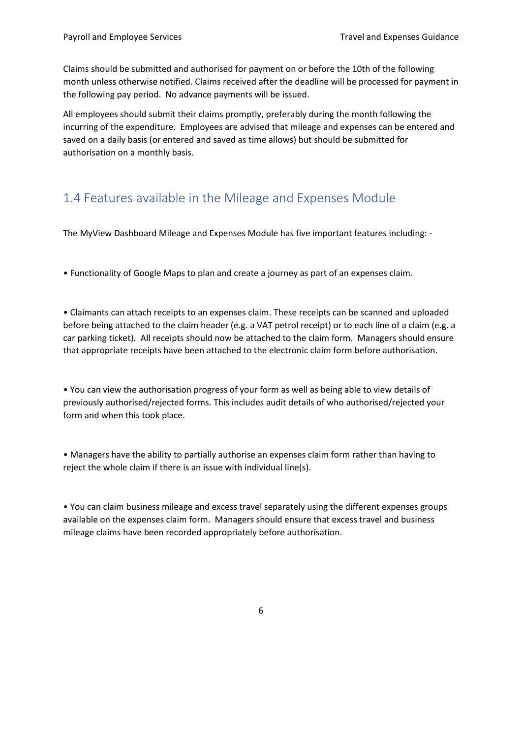Claims should be submitted and authorised for payment on or before the 10th of the following month unless otherwise notified. Claims received after the deadline will be processed for payment in the following pay period. No advance payments will be issued.

All employees should submit their claims promptly, preferably during the month following the incurring of the expenditure. Employees are advised that mileage and expenses can be entered and saved on a daily basis (or entered and saved as time allows) but should be submitted for authorisation on a monthly basis.

## 1.4 Features available in the Mileage and Expenses Module

The MyView Dashboard Mileage and Expenses Module has five important features including: -

• Functionality of Google Maps to plan and create a journey as part of an expenses claim.

• Claimants can attach receipts to an expenses claim. These receipts can be scanned and uploaded before being attached to the claim header (e.g. a VAT petrol receipt) or to each line of a claim (e.g. a car parking ticket). All receipts should now be attached to the claim form. Managers should ensure that appropriate receipts have been attached to the electronic claim form before authorisation.

• You can view the authorisation progress of your form as well as being able to view details of previously authorised/rejected forms. This includes audit details of who authorised/rejected your form and when this took place.

• Managers have the ability to partially authorise an expenses claim form rather than having to reject the whole claim if there is an issue with individual line(s).

• You can claim business mileage and excess travel separately using the different expenses groups available on the expenses claim form. Managers should ensure that excess travel and business mileage claims have been recorded appropriately before authorisation.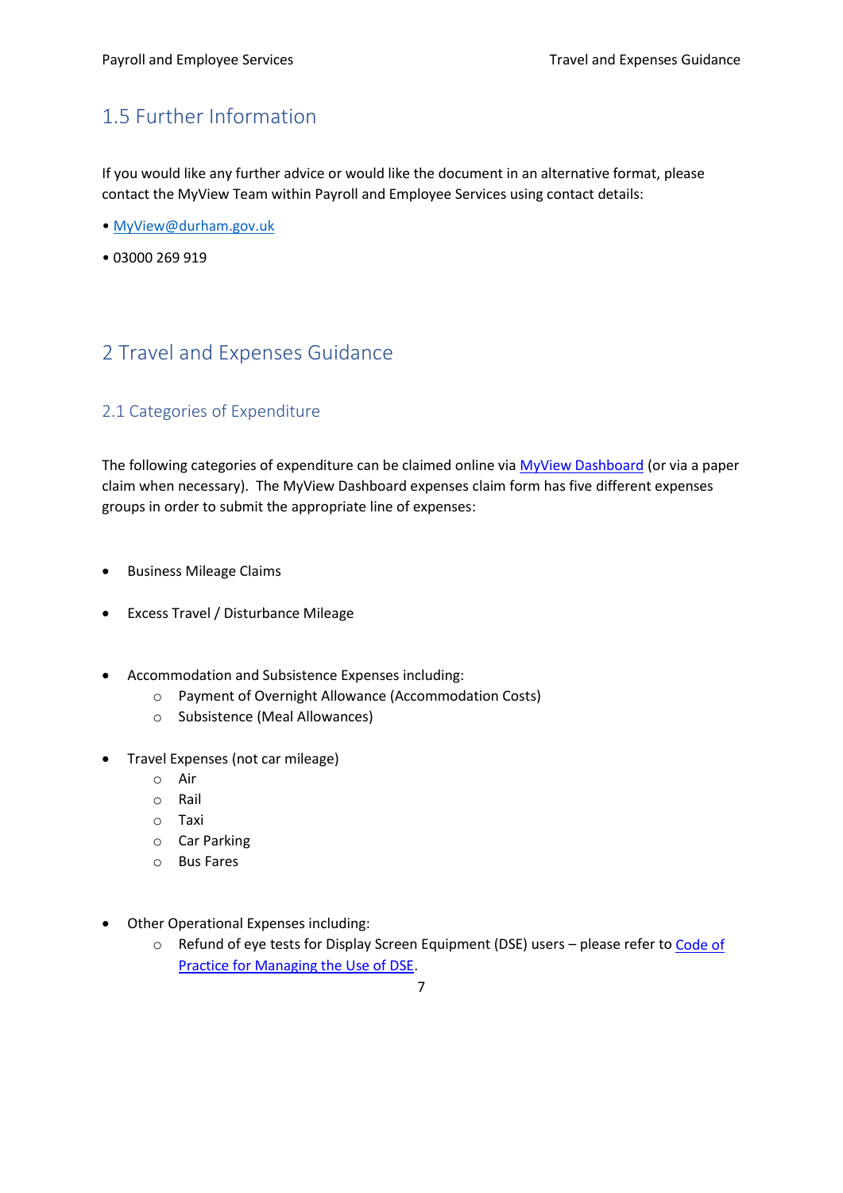## 1.5 Further Information

If you would like any further advice or would like the document in an alternative format, please contact the MyView Team within Payroll and Employee Services using contact details:

- [MyView@durham.gov.uk](mailto:MyView@durham.gov.uk)
- 03000 269 919

# 2 Travel and Expenses Guidance

## 2.1 Categories of Expenditure

The following categories of expenditure can be claimed online via [MyView Dashboard]() (or via a paper claim when necessary). The MyView Dashboard expenses claim form has five different expenses groups in order to submit the appropriate line of expenses:

- Business Mileage Claims
- Excess Travel / Disturbance Mileage
- Accommodation and Subsistence Expenses including:
    - Payment of Overnight Allowance (Accommodation Costs)
    - Subsistence (Meal Allowances)
- Travel Expenses (not car mileage)
    - Air
    - Rail
    - Taxi
    - Car Parking
    - Bus Fares
- Other Operational Expenses including:
    - Refund of eye tests for Display Screen Equipment (DSE) users – please refer to [Code of Practice for Managing the Use of DSE]().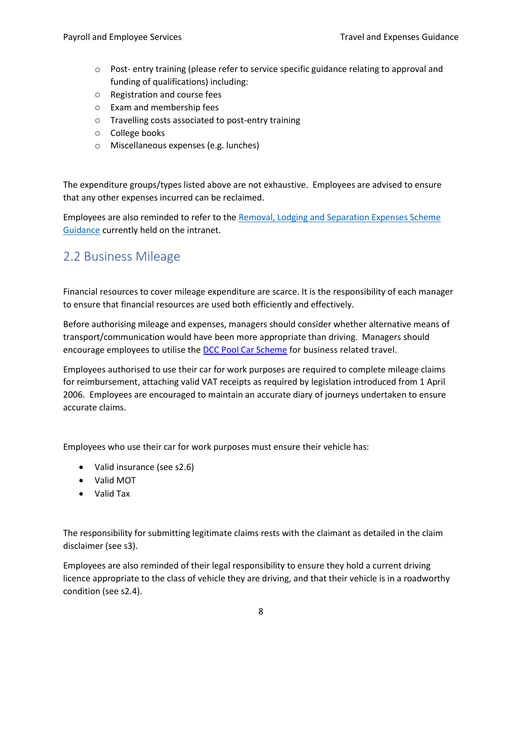- Post- entry training (please refer to service specific guidance relating to approval and funding of qualifications) including:
- Registration and course fees
- Exam and membership fees
- Travelling costs associated to post-entry training
- College books
- Miscellaneous expenses (e.g. lunches)

The expenditure groups/types listed above are not exhaustive. Employees are advised to ensure that any other expenses incurred can be reclaimed.

Employees are also reminded to refer to the Removal, Lodging and Separation Expenses Scheme Guidance currently held on the intranet.

## 2.2 Business Mileage

Financial resources to cover mileage expenditure are scarce. It is the responsibility of each manager to ensure that financial resources are used both efficiently and effectively.

Before authorising mileage and expenses, managers should consider whether alternative means of transport/communication would have been more appropriate than driving. Managers should encourage employees to utilise the DCC Pool Car Scheme for business related travel.

Employees authorised to use their car for work purposes are required to complete mileage claims for reimbursement, attaching valid VAT receipts as required by legislation introduced from 1 April 2006. Employees are encouraged to maintain an accurate diary of journeys undertaken to ensure accurate claims.

Employees who use their car for work purposes must ensure their vehicle has:

- Valid insurance (see s2.6)
- Valid MOT
- Valid Tax

The responsibility for submitting legitimate claims rests with the claimant as detailed in the claim disclaimer (see s3).

Employees are also reminded of their legal responsibility to ensure they hold a current driving licence appropriate to the class of vehicle they are driving, and that their vehicle is in a roadworthy condition (see s2.4).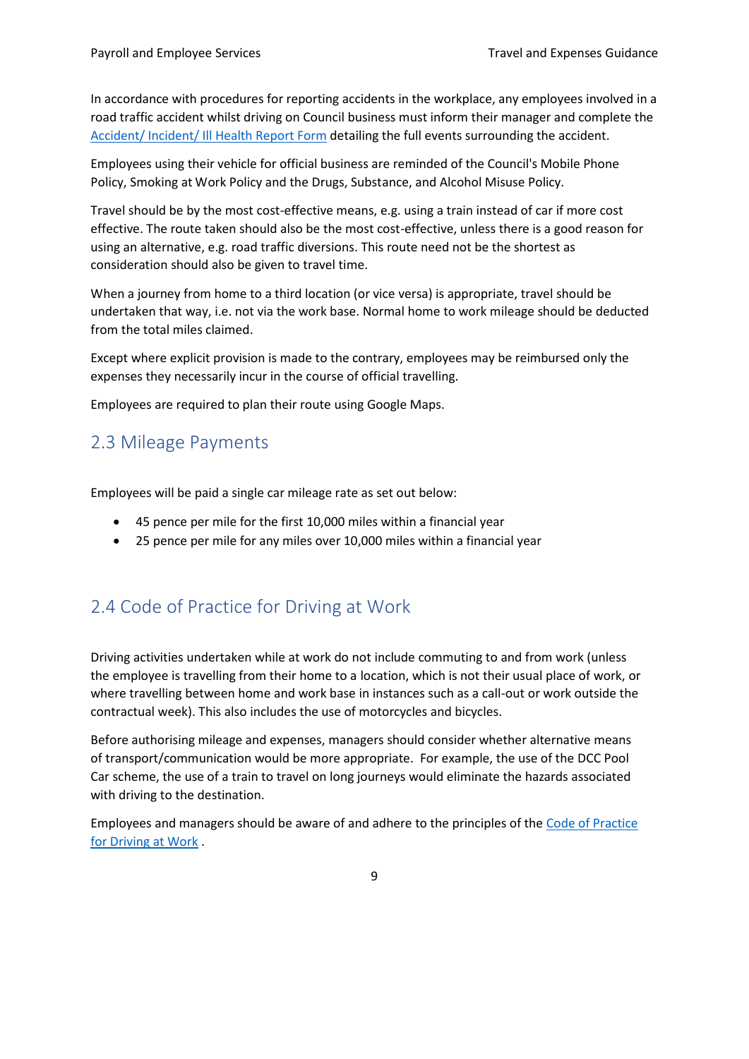In accordance with procedures for reporting accidents in the workplace, any employees involved in a road traffic accident whilst driving on Council business must inform their manager and complete the Accident/ Incident/ Ill Health Report Form detailing the full events surrounding the accident.

Employees using their vehicle for official business are reminded of the Council's Mobile Phone Policy, Smoking at Work Policy and the Drugs, Substance, and Alcohol Misuse Policy.

Travel should be by the most cost-effective means, e.g. using a train instead of car if more cost effective. The route taken should also be the most cost-effective, unless there is a good reason for using an alternative, e.g. road traffic diversions. This route need not be the shortest as consideration should also be given to travel time.

When a journey from home to a third location (or vice versa) is appropriate, travel should be undertaken that way, i.e. not via the work base. Normal home to work mileage should be deducted from the total miles claimed.

Except where explicit provision is made to the contrary, employees may be reimbursed only the expenses they necessarily incur in the course of official travelling.

Employees are required to plan their route using Google Maps.

## 2.3 Mileage Payments

Employees will be paid a single car mileage rate as set out below:

- 45 pence per mile for the first 10,000 miles within a financial year
- 25 pence per mile for any miles over 10,000 miles within a financial year

## 2.4 Code of Practice for Driving at Work

Driving activities undertaken while at work do not include commuting to and from work (unless the employee is travelling from their home to a location, which is not their usual place of work, or where travelling between home and work base in instances such as a call-out or work outside the contractual week). This also includes the use of motorcycles and bicycles.

Before authorising mileage and expenses, managers should consider whether alternative means of transport/communication would be more appropriate. For example, the use of the DCC Pool Car scheme, the use of a train to travel on long journeys would eliminate the hazards associated with driving to the destination.

Employees and managers should be aware of and adhere to the principles of the Code of Practice for Driving at Work .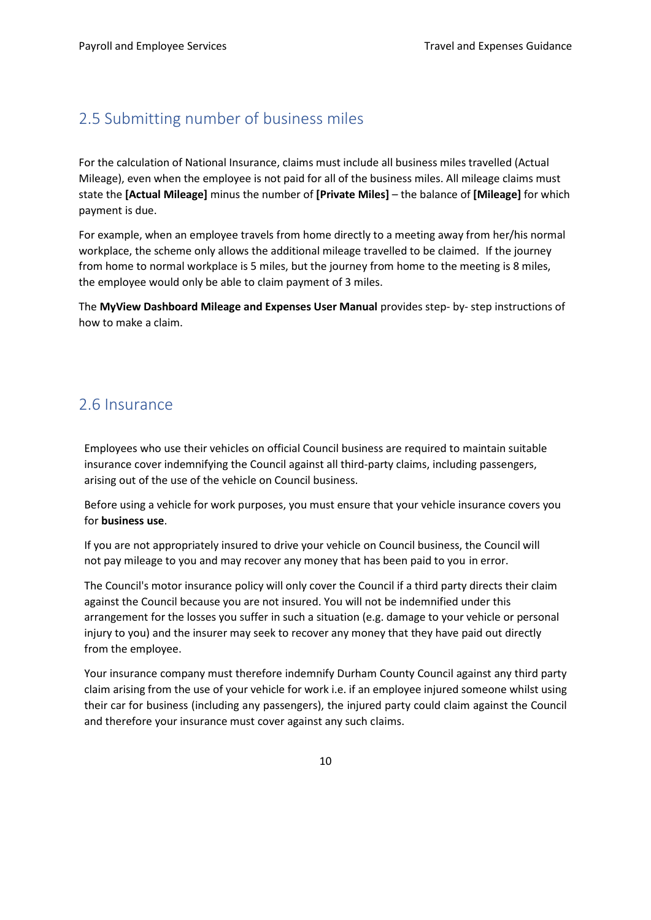## 2.5 Submitting number of business miles

For the calculation of National Insurance, claims must include all business miles travelled (Actual Mileage), even when the employee is not paid for all of the business miles. All mileage claims must state the **[Actual Mileage]** minus the number of **[Private Miles]** – the balance of **[Mileage]** for which payment is due.

For example, when an employee travels from home directly to a meeting away from her/his normal workplace, the scheme only allows the additional mileage travelled to be claimed. If the journey from home to normal workplace is 5 miles, but the journey from home to the meeting is 8 miles, the employee would only be able to claim payment of 3 miles.

The **MyView Dashboard Mileage and Expenses User Manual** provides step- by- step instructions of how to make a claim.

## 2.6 Insurance

Employees who use their vehicles on official Council business are required to maintain suitable insurance cover indemnifying the Council against all third-party claims, including passengers, arising out of the use of the vehicle on Council business.

Before using a vehicle for work purposes, you must ensure that your vehicle insurance covers you for **business use**.

If you are not appropriately insured to drive your vehicle on Council business, the Council will not pay mileage to you and may recover any money that has been paid to you in error.

The Council's motor insurance policy will only cover the Council if a third party directs their claim against the Council because you are not insured. You will not be indemnified under this arrangement for the losses you suffer in such a situation (e.g. damage to your vehicle or personal injury to you) and the insurer may seek to recover any money that they have paid out directly from the employee.

Your insurance company must therefore indemnify Durham County Council against any third party claim arising from the use of your vehicle for work i.e. if an employee injured someone whilst using their car for business (including any passengers), the injured party could claim against the Council and therefore your insurance must cover against any such claims.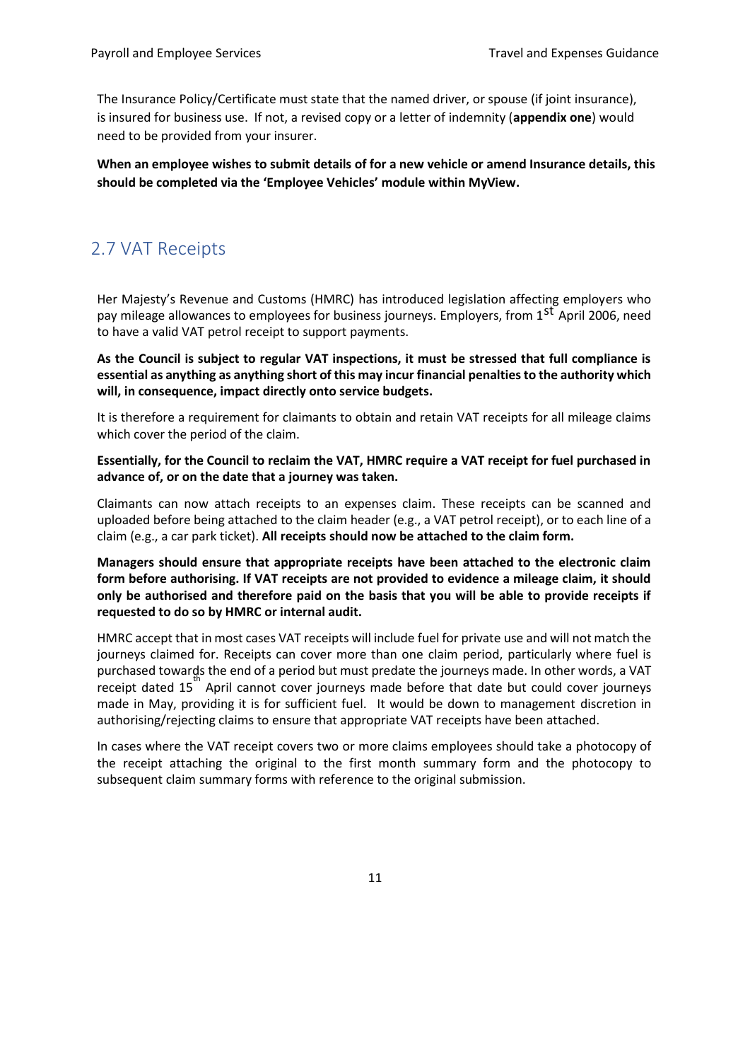The Insurance Policy/Certificate must state that the named driver, or spouse (if joint insurance), is insured for business use. If not, a revised copy or a letter of indemnity (**appendix one**) would need to be provided from your insurer.

**When an employee wishes to submit details of for a new vehicle or amend Insurance details, this should be completed via the 'Employee Vehicles' module within MyView.**

## 2.7 VAT Receipts

Her Majesty's Revenue and Customs (HMRC) has introduced legislation affecting employers who pay mileage allowances to employees for business journeys. Employers, from 1st April 2006, need to have a valid VAT petrol receipt to support payments.

**As the Council is subject to regular VAT inspections, it must be stressed that full compliance is essential as anything as anything short of this may incur financial penalties to the authority which will, in consequence, impact directly onto service budgets.**

It is therefore a requirement for claimants to obtain and retain VAT receipts for all mileage claims which cover the period of the claim.

**Essentially, for the Council to reclaim the VAT, HMRC require a VAT receipt for fuel purchased in advance of, or on the date that a journey was taken.**

Claimants can now attach receipts to an expenses claim. These receipts can be scanned and uploaded before being attached to the claim header (e.g., a VAT petrol receipt), or to each line of a claim (e.g., a car park ticket). **All receipts should now be attached to the claim form.**

**Managers should ensure that appropriate receipts have been attached to the electronic claim form before authorising. If VAT receipts are not provided to evidence a mileage claim, it should only be authorised and therefore paid on the basis that you will be able to provide receipts if requested to do so by HMRC or internal audit.**

HMRC accept that in most cases VAT receipts will include fuel for private use and will not match the journeys claimed for. Receipts can cover more than one claim period, particularly where fuel is purchased towards the end of a period but must predate the journeys made. In other words, a VAT receipt dated 15th April cannot cover journeys made before that date but could cover journeys made in May, providing it is for sufficient fuel. It would be down to management discretion in authorising/rejecting claims to ensure that appropriate VAT receipts have been attached.

In cases where the VAT receipt covers two or more claims employees should take a photocopy of the receipt attaching the original to the first month summary form and the photocopy to subsequent claim summary forms with reference to the original submission.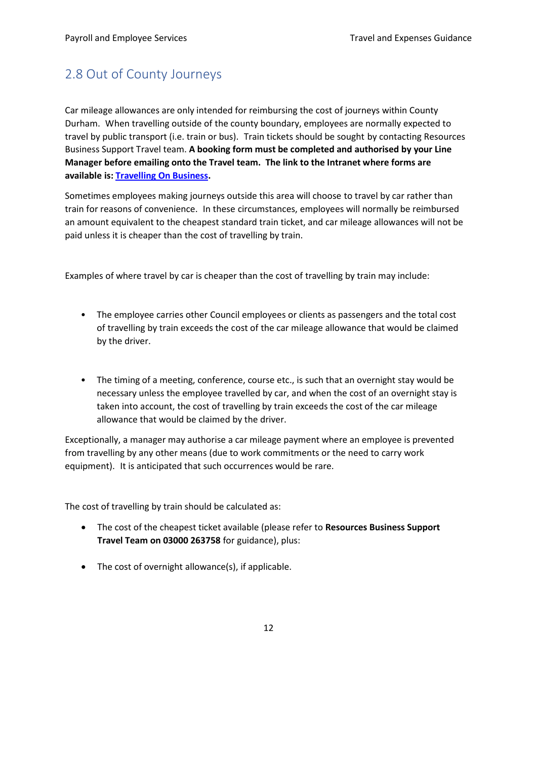## 2.8 Out of County Journeys

Car mileage allowances are only intended for reimbursing the cost of journeys within County Durham. When travelling outside of the county boundary, employees are normally expected to travel by public transport (i.e. train or bus). Train tickets should be sought by contacting Resources Business Support Travel team. **A booking form must be completed and authorised by your Line Manager before emailing onto the Travel team. The link to the Intranet where forms are available is: [Travelling On Business].**

Sometimes employees making journeys outside this area will choose to travel by car rather than train for reasons of convenience. In these circumstances, employees will normally be reimbursed an amount equivalent to the cheapest standard train ticket, and car mileage allowances will not be paid unless it is cheaper than the cost of travelling by train.

Examples of where travel by car is cheaper than the cost of travelling by train may include:

- The employee carries other Council employees or clients as passengers and the total cost of travelling by train exceeds the cost of the car mileage allowance that would be claimed by the driver.

- The timing of a meeting, conference, course etc., is such that an overnight stay would be necessary unless the employee travelled by car, and when the cost of an overnight stay is taken into account, the cost of travelling by train exceeds the cost of the car mileage allowance that would be claimed by the driver.

Exceptionally, a manager may authorise a car mileage payment where an employee is prevented from travelling by any other means (due to work commitments or the need to carry work equipment). It is anticipated that such occurrences would be rare.

The cost of travelling by train should be calculated as:

- The cost of the cheapest ticket available (please refer to **Resources Business Support Travel Team on 03000 263758** for guidance), plus:

- The cost of overnight allowance(s), if applicable.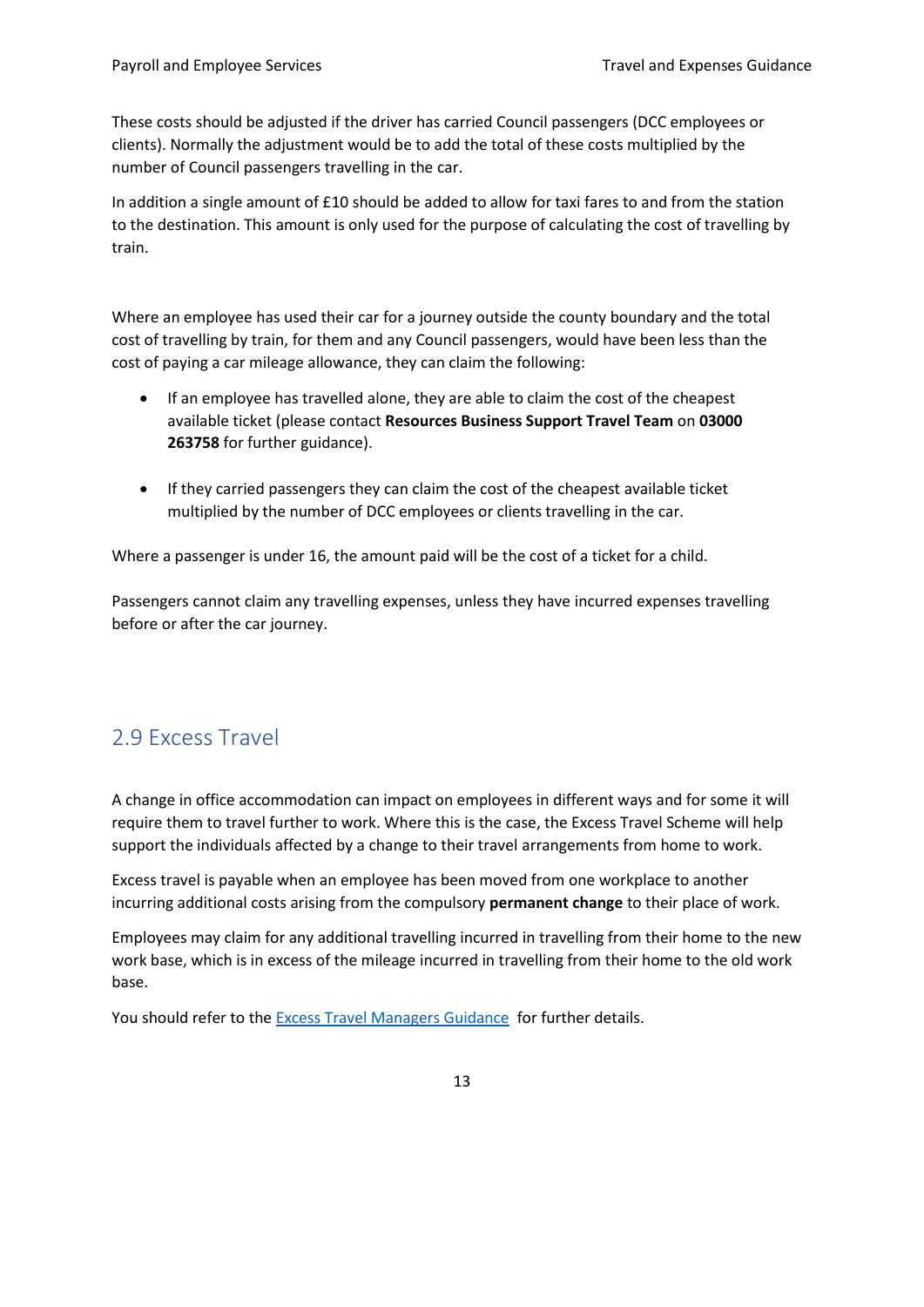These costs should be adjusted if the driver has carried Council passengers (DCC employees or clients). Normally the adjustment would be to add the total of these costs multiplied by the number of Council passengers travelling in the car.

In addition a single amount of £10 should be added to allow for taxi fares to and from the station to the destination. This amount is only used for the purpose of calculating the cost of travelling by train.

Where an employee has used their car for a journey outside the county boundary and the total cost of travelling by train, for them and any Council passengers, would have been less than the cost of paying a car mileage allowance, they can claim the following:

- If an employee has travelled alone, they are able to claim the cost of the cheapest available ticket (please contact **Resources Business Support Travel Team** on **03000 263758** for further guidance).
- If they carried passengers they can claim the cost of the cheapest available ticket multiplied by the number of DCC employees or clients travelling in the car.

Where a passenger is under 16, the amount paid will be the cost of a ticket for a child.

Passengers cannot claim any travelling expenses, unless they have incurred expenses travelling before or after the car journey.

## 2.9 Excess Travel

A change in office accommodation can impact on employees in different ways and for some it will require them to travel further to work. Where this is the case, the Excess Travel Scheme will help support the individuals affected by a change to their travel arrangements from home to work.

Excess travel is payable when an employee has been moved from one workplace to another incurring additional costs arising from the compulsory **permanent change** to their place of work.

Employees may claim for any additional travelling incurred in travelling from their home to the new work base, which is in excess of the mileage incurred in travelling from their home to the old work base.

You should refer to the [Excess Travel Managers Guidance](#) for further details.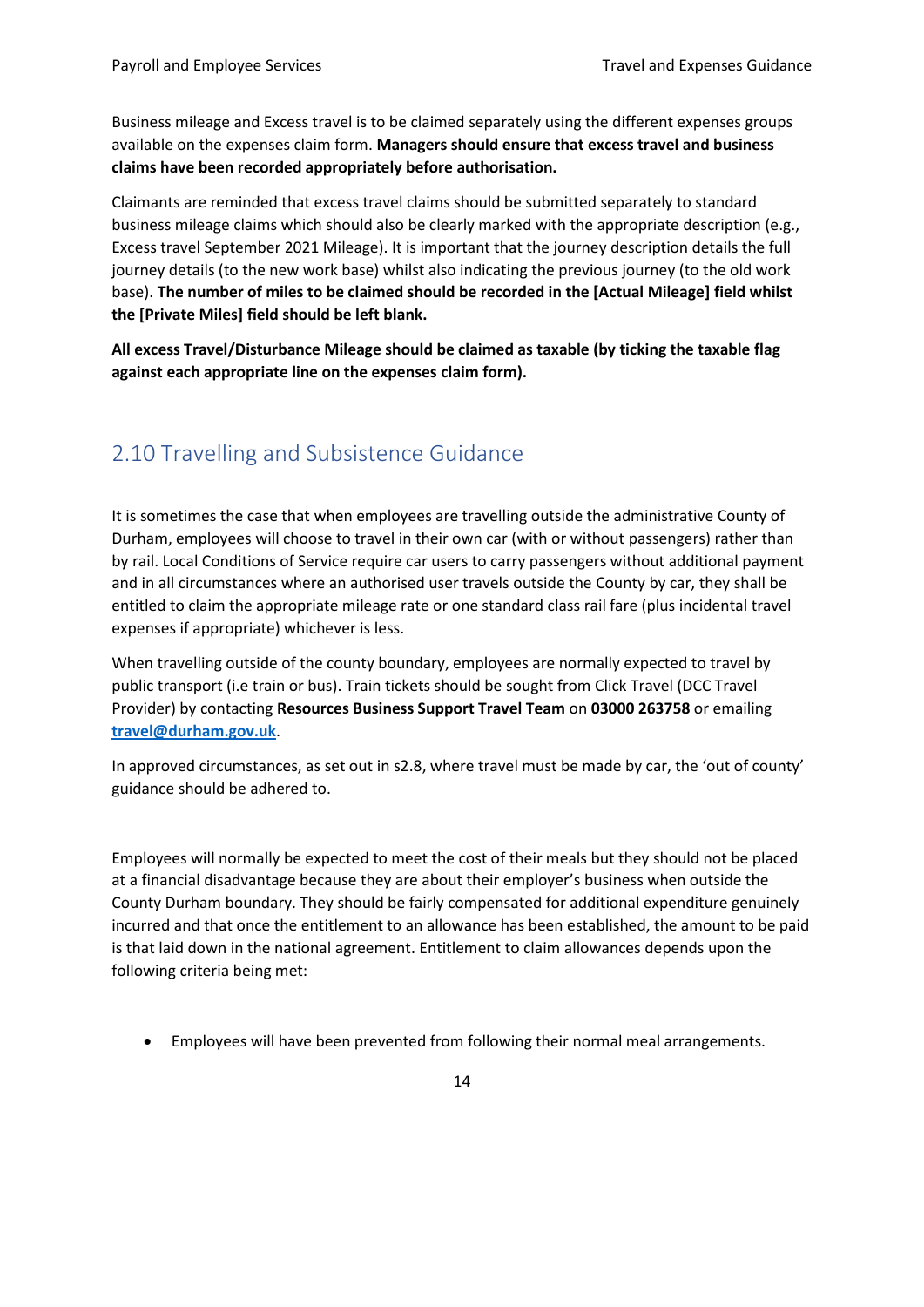Business mileage and Excess travel is to be claimed separately using the different expenses groups available on the expenses claim form. **Managers should ensure that excess travel and business claims have been recorded appropriately before authorisation.**

Claimants are reminded that excess travel claims should be submitted separately to standard business mileage claims which should also be clearly marked with the appropriate description (e.g., Excess travel September 2021 Mileage). It is important that the journey description details the full journey details (to the new work base) whilst also indicating the previous journey (to the old work base). **The number of miles to be claimed should be recorded in the [Actual Mileage] field whilst the [Private Miles] field should be left blank.**

**All excess Travel/Disturbance Mileage should be claimed as taxable (by ticking the taxable flag against each appropriate line on the expenses claim form).**

## 2.10 Travelling and Subsistence Guidance

It is sometimes the case that when employees are travelling outside the administrative County of Durham, employees will choose to travel in their own car (with or without passengers) rather than by rail. Local Conditions of Service require car users to carry passengers without additional payment and in all circumstances where an authorised user travels outside the County by car, they shall be entitled to claim the appropriate mileage rate or one standard class rail fare (plus incidental travel expenses if appropriate) whichever is less.

When travelling outside of the county boundary, employees are normally expected to travel by public transport (i.e train or bus). Train tickets should be sought from Click Travel (DCC Travel Provider) by contacting **Resources Business Support Travel Team** on **03000 263758** or emailing **travel@durham.gov.uk**.

In approved circumstances, as set out in s2.8, where travel must be made by car, the 'out of county' guidance should be adhered to.

Employees will normally be expected to meet the cost of their meals but they should not be placed at a financial disadvantage because they are about their employer's business when outside the County Durham boundary. They should be fairly compensated for additional expenditure genuinely incurred and that once the entitlement to an allowance has been established, the amount to be paid is that laid down in the national agreement. Entitlement to claim allowances depends upon the following criteria being met:

- Employees will have been prevented from following their normal meal arrangements.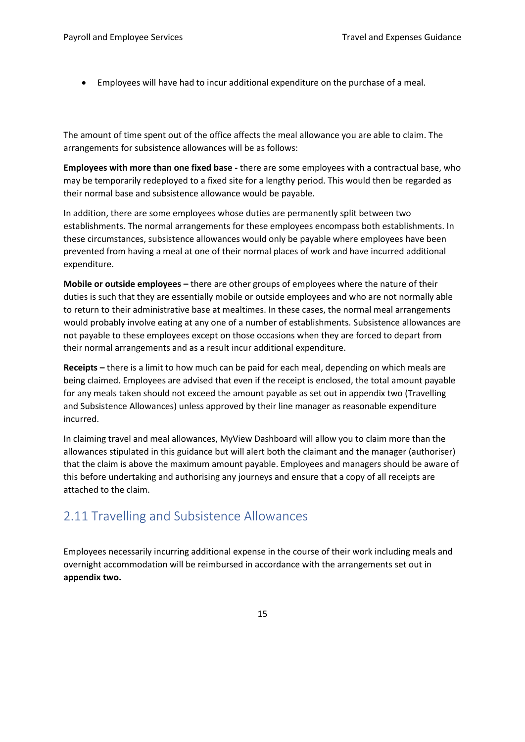- Employees will have had to incur additional expenditure on the purchase of a meal.

The amount of time spent out of the office affects the meal allowance you are able to claim. The arrangements for subsistence allowances will be as follows:

**Employees with more than one fixed base -** there are some employees with a contractual base, who may be temporarily redeployed to a fixed site for a lengthy period. This would then be regarded as their normal base and subsistence allowance would be payable.

In addition, there are some employees whose duties are permanently split between two establishments. The normal arrangements for these employees encompass both establishments. In these circumstances, subsistence allowances would only be payable where employees have been prevented from having a meal at one of their normal places of work and have incurred additional expenditure.

**Mobile or outside employees –** there are other groups of employees where the nature of their duties is such that they are essentially mobile or outside employees and who are not normally able to return to their administrative base at mealtimes. In these cases, the normal meal arrangements would probably involve eating at any one of a number of establishments. Subsistence allowances are not payable to these employees except on those occasions when they are forced to depart from their normal arrangements and as a result incur additional expenditure.

**Receipts –** there is a limit to how much can be paid for each meal, depending on which meals are being claimed. Employees are advised that even if the receipt is enclosed, the total amount payable for any meals taken should not exceed the amount payable as set out in appendix two (Travelling and Subsistence Allowances) unless approved by their line manager as reasonable expenditure incurred.

In claiming travel and meal allowances, MyView Dashboard will allow you to claim more than the allowances stipulated in this guidance but will alert both the claimant and the manager (authoriser) that the claim is above the maximum amount payable. Employees and managers should be aware of this before undertaking and authorising any journeys and ensure that a copy of all receipts are attached to the claim.

## 2.11 Travelling and Subsistence Allowances

Employees necessarily incurring additional expense in the course of their work including meals and overnight accommodation will be reimbursed in accordance with the arrangements set out in **appendix two.**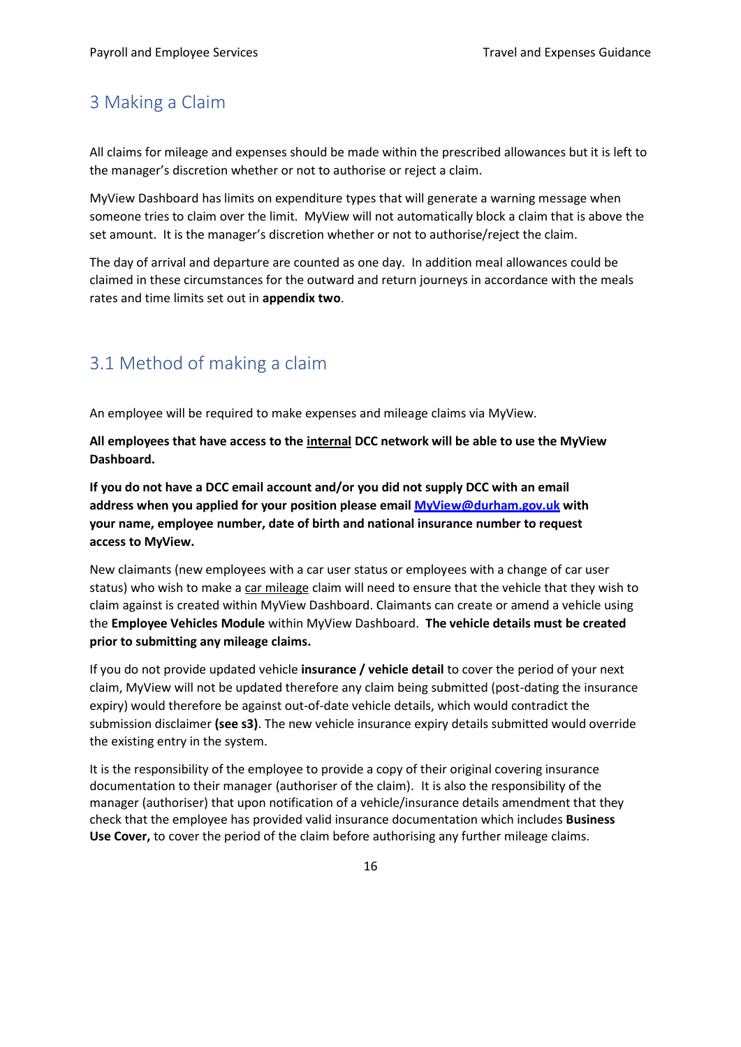# 3 Making a Claim

All claims for mileage and expenses should be made within the prescribed allowances but it is left to the manager's discretion whether or not to authorise or reject a claim.

MyView Dashboard has limits on expenditure types that will generate a warning message when someone tries to claim over the limit. MyView will not automatically block a claim that is above the set amount. It is the manager's discretion whether or not to authorise/reject the claim.

The day of arrival and departure are counted as one day. In addition meal allowances could be claimed in these circumstances for the outward and return journeys in accordance with the meals rates and time limits set out in **appendix two**.

## 3.1 Method of making a claim

An employee will be required to make expenses and mileage claims via MyView.

**All employees that have access to the internal DCC network will be able to use the MyView Dashboard.**

**If you do not have a DCC email account and/or you did not supply DCC with an email address when you applied for your position please email [MyView@durham.gov.uk](mailto:MyView@durham.gov.uk) with your name, employee number, date of birth and national insurance number to request access to MyView.**

New claimants (new employees with a car user status or employees with a change of car user status) who wish to make a car mileage claim will need to ensure that the vehicle that they wish to claim against is created within MyView Dashboard. Claimants can create or amend a vehicle using the **Employee Vehicles Module** within MyView Dashboard. **The vehicle details must be created prior to submitting any mileage claims.**

If you do not provide updated vehicle **insurance / vehicle detail** to cover the period of your next claim, MyView will not be updated therefore any claim being submitted (post-dating the insurance expiry) would therefore be against out-of-date vehicle details, which would contradict the submission disclaimer **(see s3)**. The new vehicle insurance expiry details submitted would override the existing entry in the system.

It is the responsibility of the employee to provide a copy of their original covering insurance documentation to their manager (authoriser of the claim). It is also the responsibility of the manager (authoriser) that upon notification of a vehicle/insurance details amendment that they check that the employee has provided valid insurance documentation which includes **Business Use Cover,** to cover the period of the claim before authorising any further mileage claims.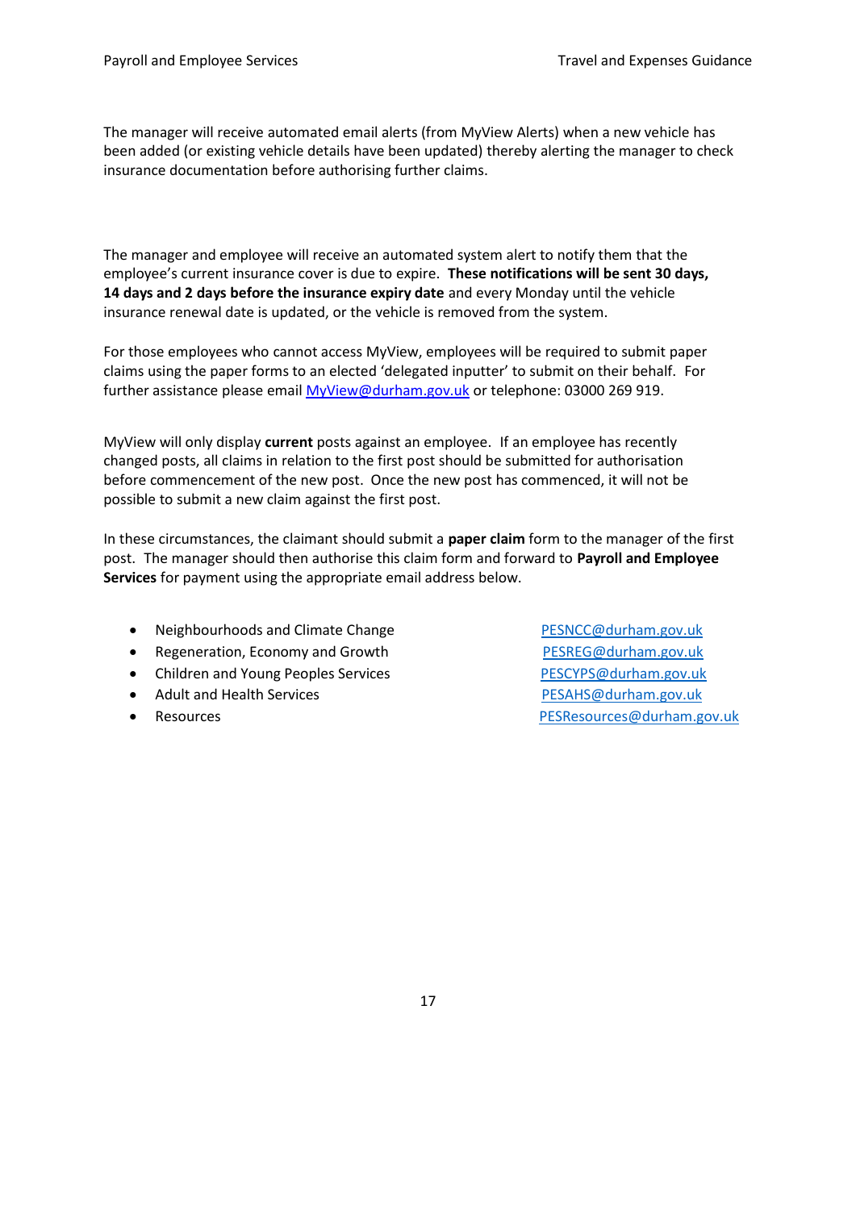The manager will receive automated email alerts (from MyView Alerts) when a new vehicle has been added (or existing vehicle details have been updated) thereby alerting the manager to check insurance documentation before authorising further claims.

The manager and employee will receive an automated system alert to notify them that the employee's current insurance cover is due to expire. **These notifications will be sent 30 days, 14 days and 2 days before the insurance expiry date** and every Monday until the vehicle insurance renewal date is updated, or the vehicle is removed from the system.

For those employees who cannot access MyView, employees will be required to submit paper claims using the paper forms to an elected 'delegated inputter' to submit on their behalf. For further assistance please email MyView@durham.gov.uk or telephone: 03000 269 919.

MyView will only display **current** posts against an employee. If an employee has recently changed posts, all claims in relation to the first post should be submitted for authorisation before commencement of the new post. Once the new post has commenced, it will not be possible to submit a new claim against the first post.

In these circumstances, the claimant should submit a **paper claim** form to the manager of the first post. The manager should then authorise this claim form and forward to **Payroll and Employee Services** for payment using the appropriate email address below.

- Neighbourhoods and Climate Change — PESNCC@durham.gov.uk
- Regeneration, Economy and Growth — PESREG@durham.gov.uk
- Children and Young Peoples Services — PESCYPS@durham.gov.uk
- Adult and Health Services — PESAHS@durham.gov.uk
- Resources — PESResources@durham.gov.uk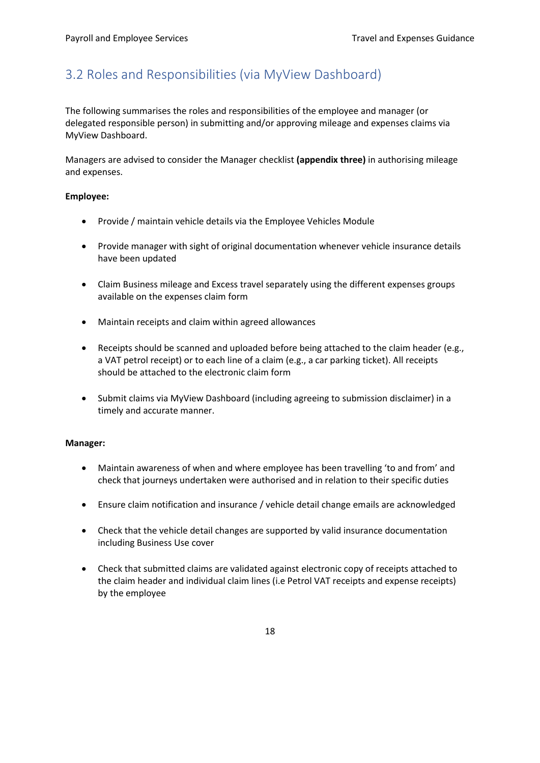## 3.2 Roles and Responsibilities (via MyView Dashboard)

The following summarises the roles and responsibilities of the employee and manager (or delegated responsible person) in submitting and/or approving mileage and expenses claims via MyView Dashboard.

Managers are advised to consider the Manager checklist **(appendix three)** in authorising mileage and expenses.

**Employee:**

- Provide / maintain vehicle details via the Employee Vehicles Module
- Provide manager with sight of original documentation whenever vehicle insurance details have been updated
- Claim Business mileage and Excess travel separately using the different expenses groups available on the expenses claim form
- Maintain receipts and claim within agreed allowances
- Receipts should be scanned and uploaded before being attached to the claim header (e.g., a VAT petrol receipt) or to each line of a claim (e.g., a car parking ticket). All receipts should be attached to the electronic claim form
- Submit claims via MyView Dashboard (including agreeing to submission disclaimer) in a timely and accurate manner.

**Manager:**

- Maintain awareness of when and where employee has been travelling 'to and from' and check that journeys undertaken were authorised and in relation to their specific duties
- Ensure claim notification and insurance / vehicle detail change emails are acknowledged
- Check that the vehicle detail changes are supported by valid insurance documentation including Business Use cover
- Check that submitted claims are validated against electronic copy of receipts attached to the claim header and individual claim lines (i.e Petrol VAT receipts and expense receipts) by the employee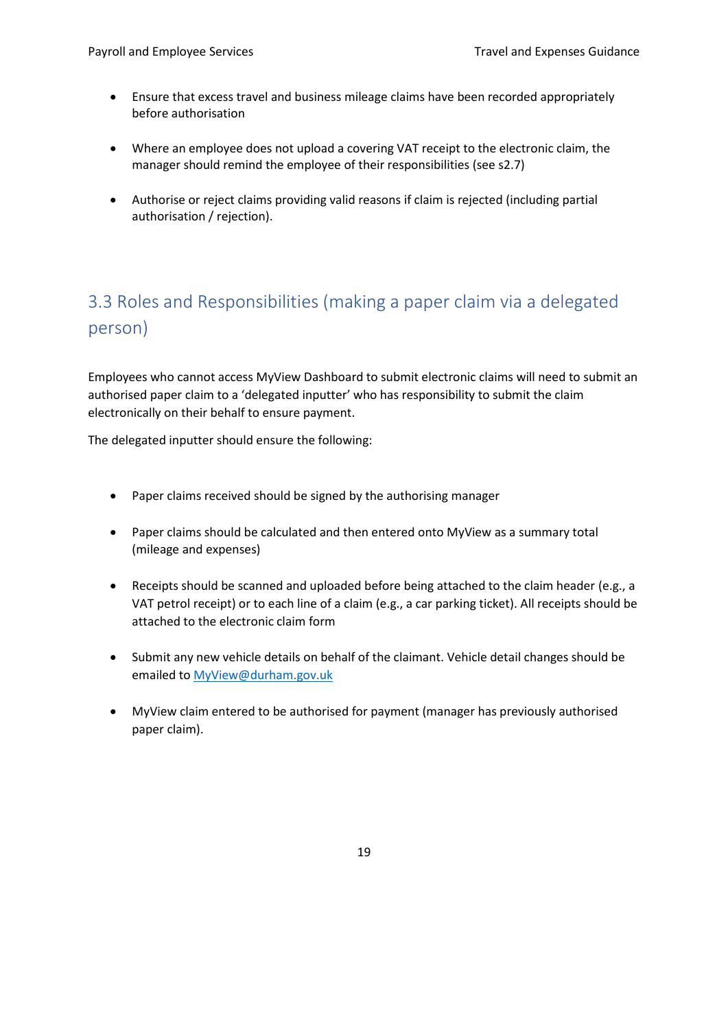- Ensure that excess travel and business mileage claims have been recorded appropriately before authorisation

- Where an employee does not upload a covering VAT receipt to the electronic claim, the manager should remind the employee of their responsibilities (see s2.7)

- Authorise or reject claims providing valid reasons if claim is rejected (including partial authorisation / rejection).

## 3.3 Roles and Responsibilities (making a paper claim via a delegated person)

Employees who cannot access MyView Dashboard to submit electronic claims will need to submit an authorised paper claim to a 'delegated inputter' who has responsibility to submit the claim electronically on their behalf to ensure payment.

The delegated inputter should ensure the following:

- Paper claims received should be signed by the authorising manager

- Paper claims should be calculated and then entered onto MyView as a summary total (mileage and expenses)

- Receipts should be scanned and uploaded before being attached to the claim header (e.g., a VAT petrol receipt) or to each line of a claim (e.g., a car parking ticket). All receipts should be attached to the electronic claim form

- Submit any new vehicle details on behalf of the claimant. Vehicle detail changes should be emailed to [MyView@durham.gov.uk](mailto:MyView@durham.gov.uk)

- MyView claim entered to be authorised for payment (manager has previously authorised paper claim).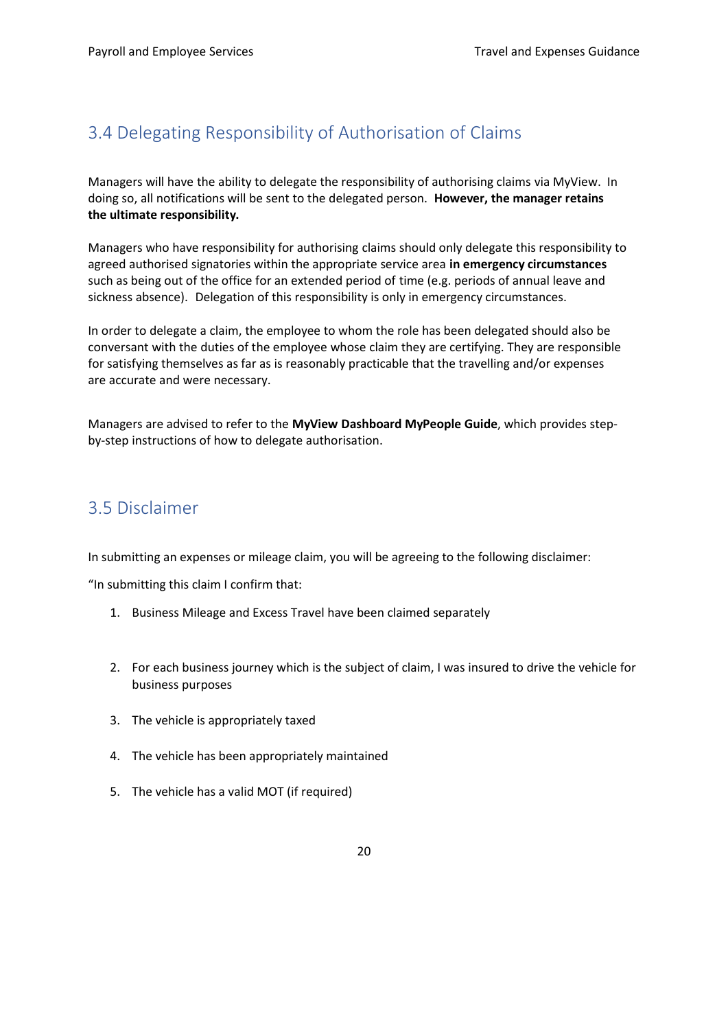## 3.4 Delegating Responsibility of Authorisation of Claims

Managers will have the ability to delegate the responsibility of authorising claims via MyView. In doing so, all notifications will be sent to the delegated person. **However, the manager retains the ultimate responsibility.**

Managers who have responsibility for authorising claims should only delegate this responsibility to agreed authorised signatories within the appropriate service area **in emergency circumstances** such as being out of the office for an extended period of time (e.g. periods of annual leave and sickness absence). Delegation of this responsibility is only in emergency circumstances.

In order to delegate a claim, the employee to whom the role has been delegated should also be conversant with the duties of the employee whose claim they are certifying. They are responsible for satisfying themselves as far as is reasonably practicable that the travelling and/or expenses are accurate and were necessary.

Managers are advised to refer to the **MyView Dashboard MyPeople Guide**, which provides step-by-step instructions of how to delegate authorisation.

## 3.5 Disclaimer

In submitting an expenses or mileage claim, you will be agreeing to the following disclaimer:

"In submitting this claim I confirm that:

1. Business Mileage and Excess Travel have been claimed separately
2. For each business journey which is the subject of claim, I was insured to drive the vehicle for business purposes
3. The vehicle is appropriately taxed
4. The vehicle has been appropriately maintained
5. The vehicle has a valid MOT (if required)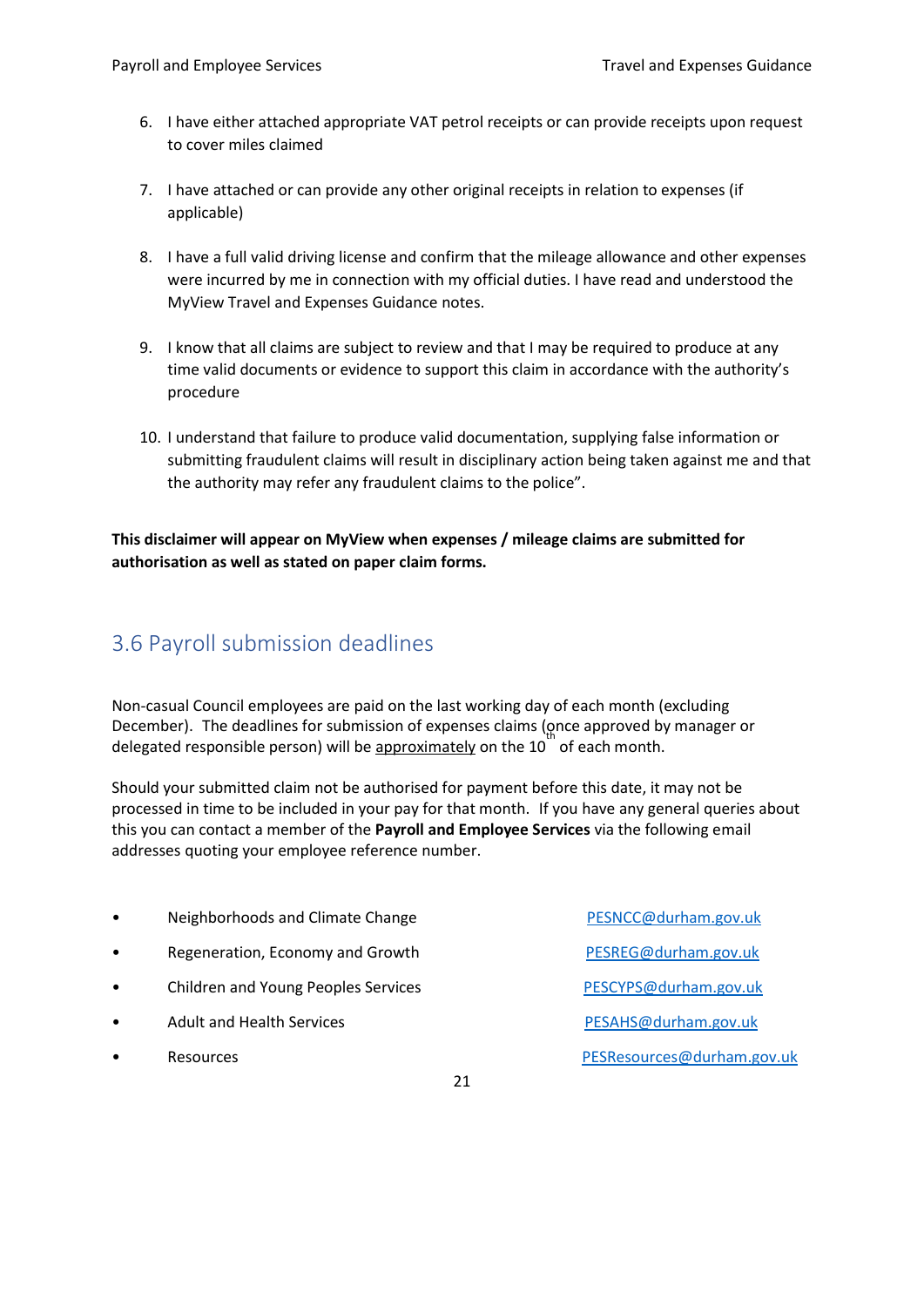6. I have either attached appropriate VAT petrol receipts or can provide receipts upon request to cover miles claimed

7. I have attached or can provide any other original receipts in relation to expenses (if applicable)

8. I have a full valid driving license and confirm that the mileage allowance and other expenses were incurred by me in connection with my official duties. I have read and understood the MyView Travel and Expenses Guidance notes.

9. I know that all claims are subject to review and that I may be required to produce at any time valid documents or evidence to support this claim in accordance with the authority's procedure

10. I understand that failure to produce valid documentation, supplying false information or submitting fraudulent claims will result in disciplinary action being taken against me and that the authority may refer any fraudulent claims to the police".

**This disclaimer will appear on MyView when expenses / mileage claims are submitted for authorisation as well as stated on paper claim forms.**

## 3.6 Payroll submission deadlines

Non-casual Council employees are paid on the last working day of each month (excluding December). The deadlines for submission of expenses claims (once approved by manager or delegated responsible person) will be approximately on the 10th of each month.

Should your submitted claim not be authorised for payment before this date, it may not be processed in time to be included in your pay for that month. If you have any general queries about this you can contact a member of the **Payroll and Employee Services** via the following email addresses quoting your employee reference number.

- Neighborhoods and Climate Change — PESNCC@durham.gov.uk
- Regeneration, Economy and Growth — PESREG@durham.gov.uk
- Children and Young Peoples Services — PESCYPS@durham.gov.uk
- Adult and Health Services — PESAHS@durham.gov.uk
- Resources — PESResources@durham.gov.uk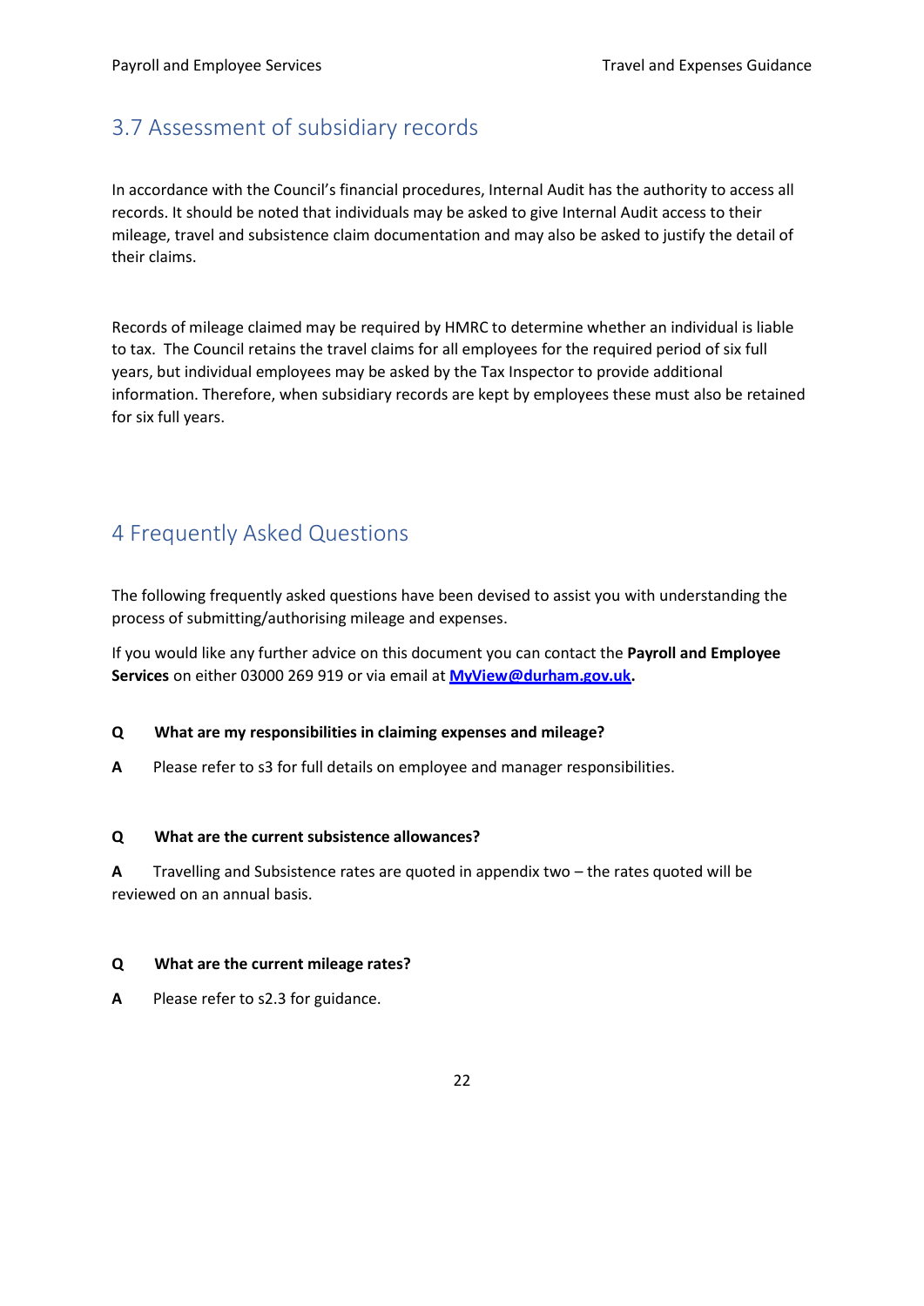## 3.7 Assessment of subsidiary records

In accordance with the Council's financial procedures, Internal Audit has the authority to access all records. It should be noted that individuals may be asked to give Internal Audit access to their mileage, travel and subsistence claim documentation and may also be asked to justify the detail of their claims.

Records of mileage claimed may be required by HMRC to determine whether an individual is liable to tax. The Council retains the travel claims for all employees for the required period of six full years, but individual employees may be asked by the Tax Inspector to provide additional information. Therefore, when subsidiary records are kept by employees these must also be retained for six full years.

# 4 Frequently Asked Questions

The following frequently asked questions have been devised to assist you with understanding the process of submitting/authorising mileage and expenses.

If you would like any further advice on this document you can contact the **Payroll and Employee Services** on either 03000 269 919 or via email at **MyView@durham.gov.uk.**

**Q What are my responsibilities in claiming expenses and mileage?**

**A** Please refer to s3 for full details on employee and manager responsibilities.

**Q What are the current subsistence allowances?**

**A** Travelling and Subsistence rates are quoted in appendix two – the rates quoted will be reviewed on an annual basis.

**Q What are the current mileage rates?**

**A** Please refer to s2.3 for guidance.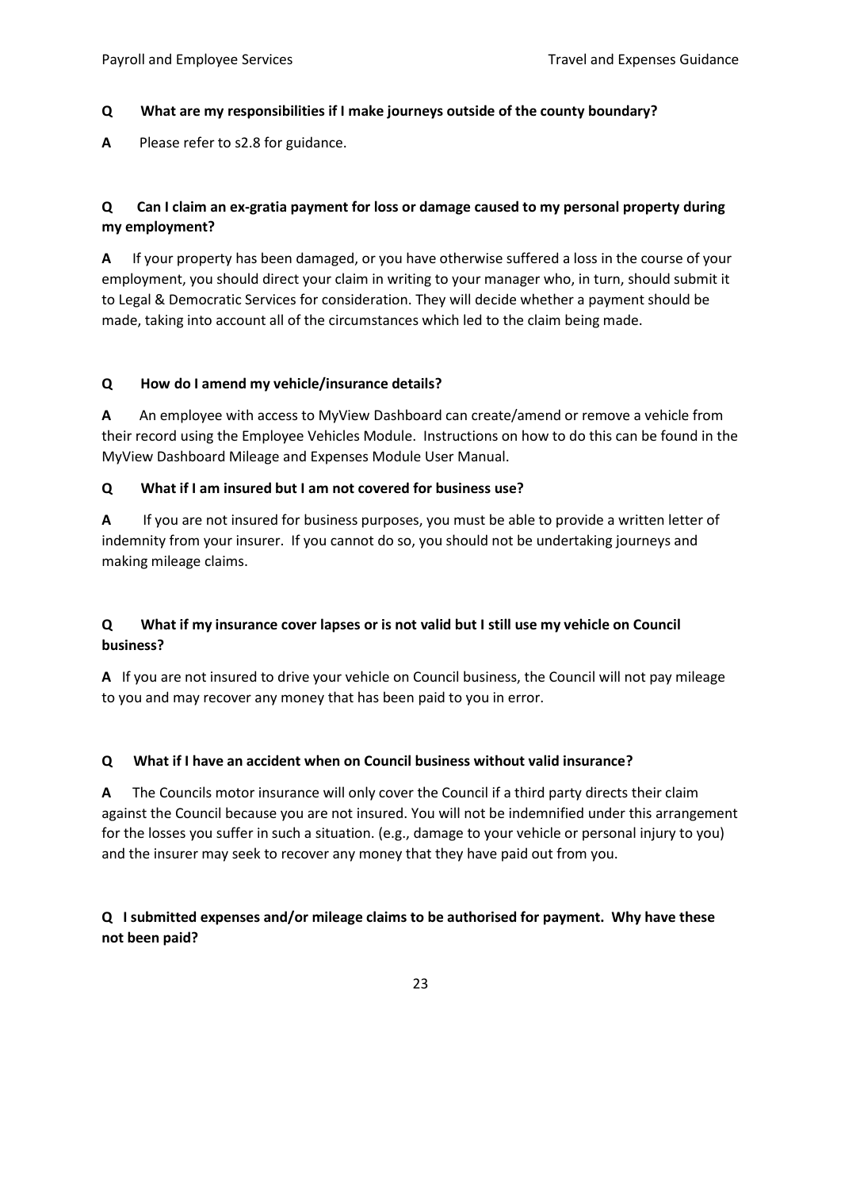**Q What are my responsibilities if I make journeys outside of the county boundary?**

**A** Please refer to s2.8 for guidance.

**Q Can I claim an ex-gratia payment for loss or damage caused to my personal property during my employment?**

**A** If your property has been damaged, or you have otherwise suffered a loss in the course of your employment, you should direct your claim in writing to your manager who, in turn, should submit it to Legal & Democratic Services for consideration. They will decide whether a payment should be made, taking into account all of the circumstances which led to the claim being made.

**Q How do I amend my vehicle/insurance details?**

**A** An employee with access to MyView Dashboard can create/amend or remove a vehicle from their record using the Employee Vehicles Module. Instructions on how to do this can be found in the MyView Dashboard Mileage and Expenses Module User Manual.

**Q What if I am insured but I am not covered for business use?**

**A** If you are not insured for business purposes, you must be able to provide a written letter of indemnity from your insurer. If you cannot do so, you should not be undertaking journeys and making mileage claims.

**Q What if my insurance cover lapses or is not valid but I still use my vehicle on Council business?**

**A** If you are not insured to drive your vehicle on Council business, the Council will not pay mileage to you and may recover any money that has been paid to you in error.

**Q What if I have an accident when on Council business without valid insurance?**

**A** The Councils motor insurance will only cover the Council if a third party directs their claim against the Council because you are not insured. You will not be indemnified under this arrangement for the losses you suffer in such a situation. (e.g., damage to your vehicle or personal injury to you) and the insurer may seek to recover any money that they have paid out from you.

**Q I submitted expenses and/or mileage claims to be authorised for payment. Why have these not been paid?**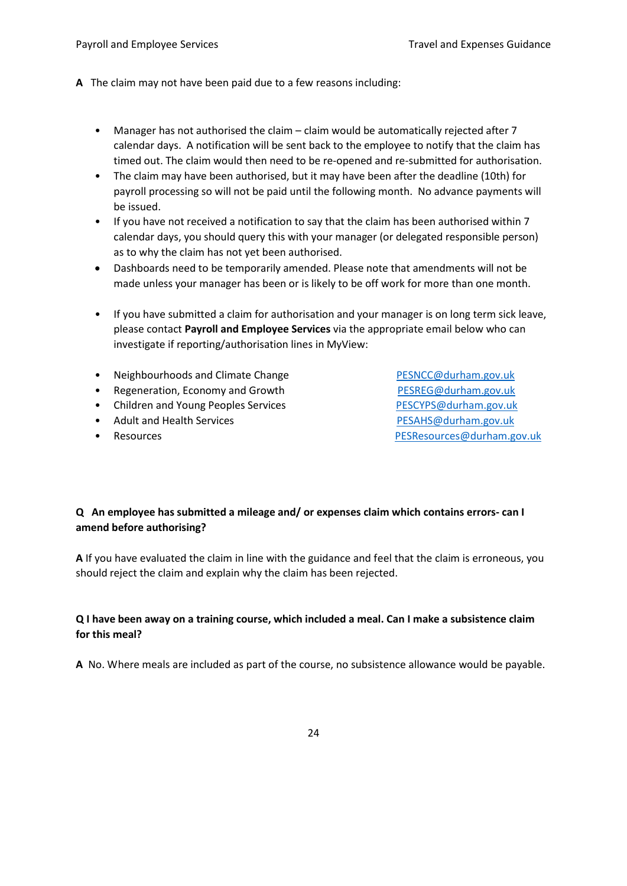**A** The claim may not have been paid due to a few reasons including:

- Manager has not authorised the claim – claim would be automatically rejected after 7 calendar days. A notification will be sent back to the employee to notify that the claim has timed out. The claim would then need to be re-opened and re-submitted for authorisation.
- The claim may have been authorised, but it may have been after the deadline (10th) for payroll processing so will not be paid until the following month. No advance payments will be issued.
- If you have not received a notification to say that the claim has been authorised within 7 calendar days, you should query this with your manager (or delegated responsible person) as to why the claim has not yet been authorised.
- Dashboards need to be temporarily amended. Please note that amendments will not be made unless your manager has been or is likely to be off work for more than one month.

- If you have submitted a claim for authorisation and your manager is on long term sick leave, please contact **Payroll and Employee Services** via the appropriate email below who can investigate if reporting/authorisation lines in MyView:

- Neighbourhoods and Climate Change PESNCC@durham.gov.uk
- Regeneration, Economy and Growth PESREG@durham.gov.uk
- Children and Young Peoples Services PESCYPS@durham.gov.uk
- Adult and Health Services PESAHS@durham.gov.uk
- Resources PESResources@durham.gov.uk

**Q An employee has submitted a mileage and/ or expenses claim which contains errors- can I amend before authorising?**

**A** If you have evaluated the claim in line with the guidance and feel that the claim is erroneous, you should reject the claim and explain why the claim has been rejected.

**Q I have been away on a training course, which included a meal. Can I make a subsistence claim for this meal?**

**A** No. Where meals are included as part of the course, no subsistence allowance would be payable.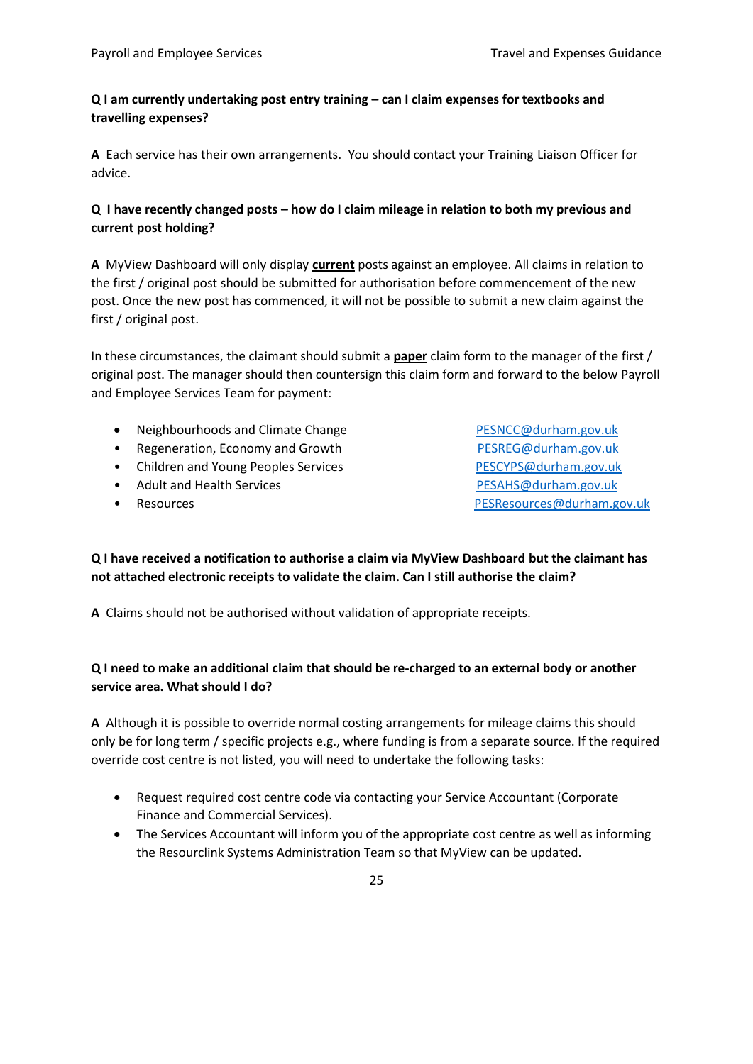**Q I am currently undertaking post entry training – can I claim expenses for textbooks and travelling expenses?**

**A** Each service has their own arrangements. You should contact your Training Liaison Officer for advice.

**Q I have recently changed posts – how do I claim mileage in relation to both my previous and current post holding?**

**A** MyView Dashboard will only display **current** posts against an employee. All claims in relation to the first / original post should be submitted for authorisation before commencement of the new post. Once the new post has commenced, it will not be possible to submit a new claim against the first / original post.

In these circumstances, the claimant should submit a **paper** claim form to the manager of the first / original post. The manager should then countersign this claim form and forward to the below Payroll and Employee Services Team for payment:

- Neighbourhoods and Climate Change — PESNCC@durham.gov.uk
- Regeneration, Economy and Growth — PESREG@durham.gov.uk
- Children and Young Peoples Services — PESCYPS@durham.gov.uk
- Adult and Health Services — PESAHS@durham.gov.uk
- Resources — PESResources@durham.gov.uk

**Q I have received a notification to authorise a claim via MyView Dashboard but the claimant has not attached electronic receipts to validate the claim. Can I still authorise the claim?**

**A** Claims should not be authorised without validation of appropriate receipts.

**Q I need to make an additional claim that should be re-charged to an external body or another service area. What should I do?**

**A** Although it is possible to override normal costing arrangements for mileage claims this should only be for long term / specific projects e.g., where funding is from a separate source. If the required override cost centre is not listed, you will need to undertake the following tasks:

- Request required cost centre code via contacting your Service Accountant (Corporate Finance and Commercial Services).
- The Services Accountant will inform you of the appropriate cost centre as well as informing the Resourclink Systems Administration Team so that MyView can be updated.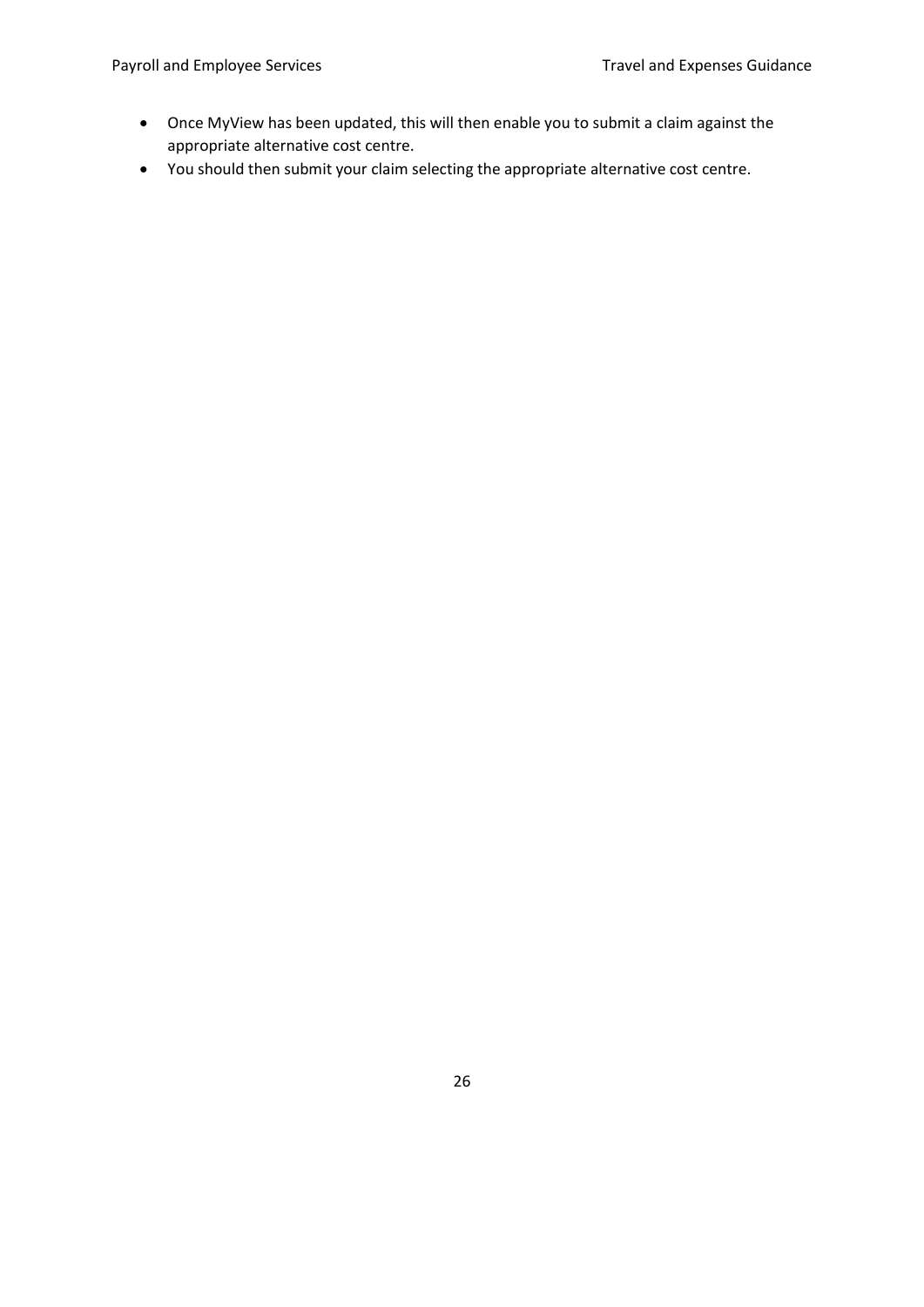- Once MyView has been updated, this will then enable you to submit a claim against the appropriate alternative cost centre.
- You should then submit your claim selecting the appropriate alternative cost centre.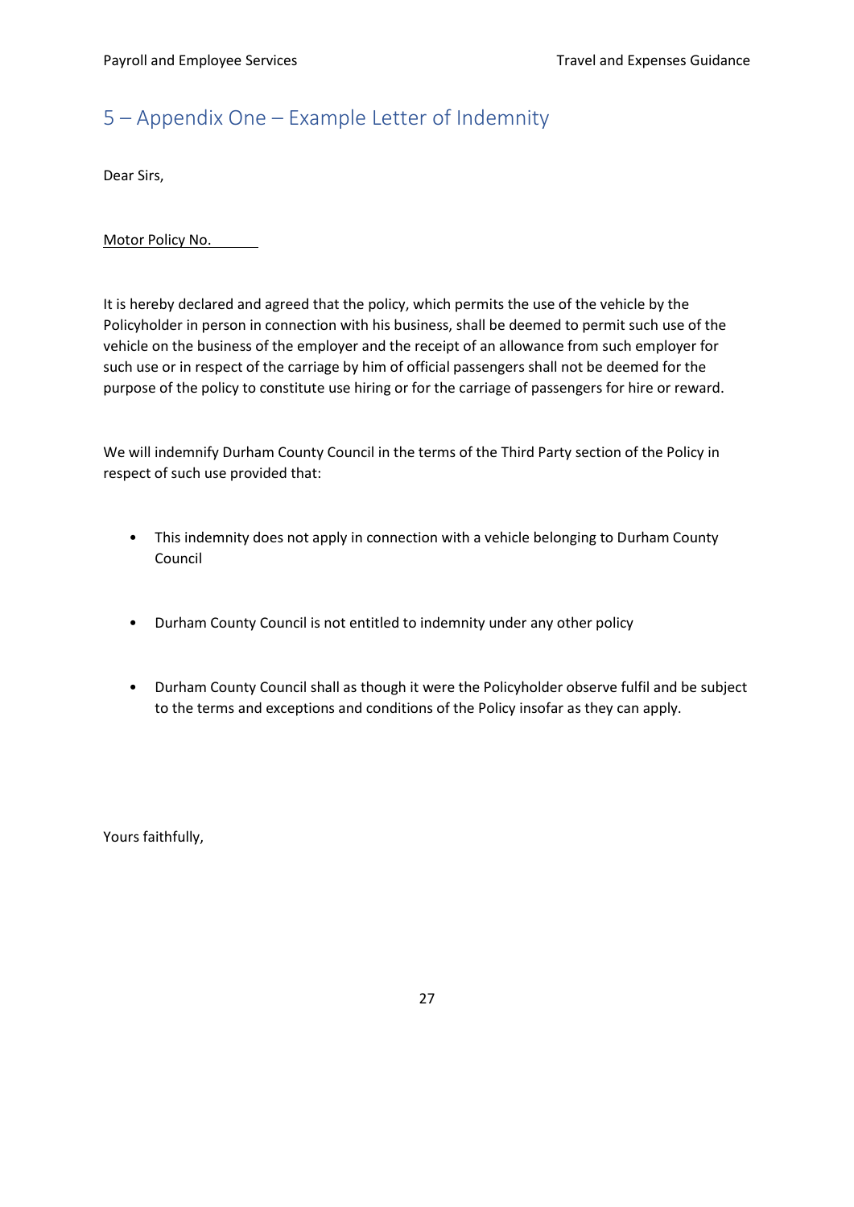## 5 – Appendix One – Example Letter of Indemnity

Dear Sirs,

Motor Policy No. \_\_\_\_\_\_

It is hereby declared and agreed that the policy, which permits the use of the vehicle by the Policyholder in person in connection with his business, shall be deemed to permit such use of the vehicle on the business of the employer and the receipt of an allowance from such employer for such use or in respect of the carriage by him of official passengers shall not be deemed for the purpose of the policy to constitute use hiring or for the carriage of passengers for hire or reward.

We will indemnify Durham County Council in the terms of the Third Party section of the Policy in respect of such use provided that:

- This indemnity does not apply in connection with a vehicle belonging to Durham County Council
- Durham County Council is not entitled to indemnity under any other policy
- Durham County Council shall as though it were the Policyholder observe fulfil and be subject to the terms and exceptions and conditions of the Policy insofar as they can apply.

Yours faithfully,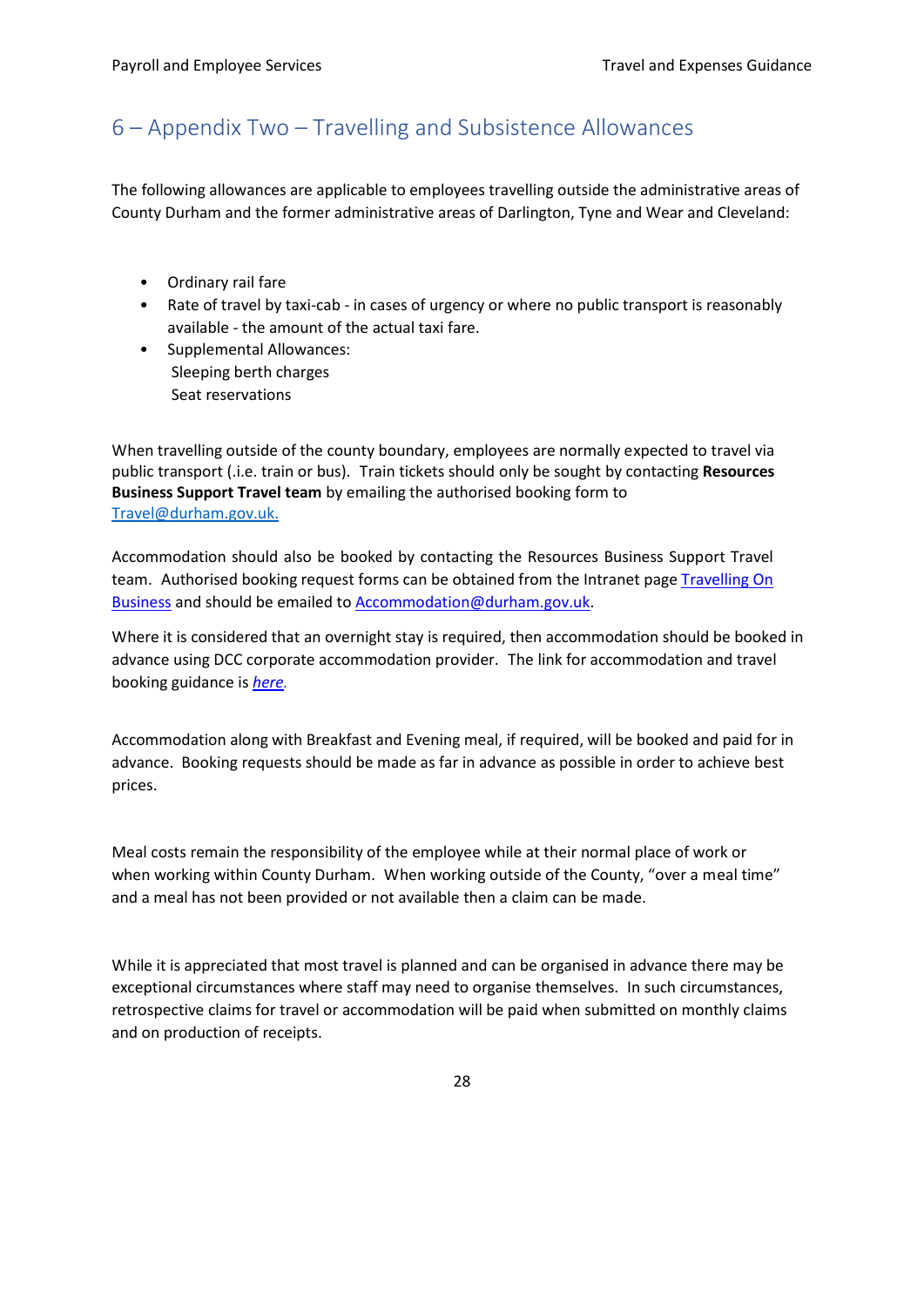# 6 – Appendix Two – Travelling and Subsistence Allowances

The following allowances are applicable to employees travelling outside the administrative areas of County Durham and the former administrative areas of Darlington, Tyne and Wear and Cleveland:

- Ordinary rail fare
- Rate of travel by taxi-cab - in cases of urgency or where no public transport is reasonably available - the amount of the actual taxi fare.
- Supplemental Allowances:
  Sleeping berth charges
  Seat reservations

When travelling outside of the county boundary, employees are normally expected to travel via public transport (.i.e. train or bus). Train tickets should only be sought by contacting **Resources Business Support Travel team** by emailing the authorised booking form to Travel@durham.gov.uk.

Accommodation should also be booked by contacting the Resources Business Support Travel team. Authorised booking request forms can be obtained from the Intranet page Travelling On Business and should be emailed to Accommodation@durham.gov.uk.

Where it is considered that an overnight stay is required, then accommodation should be booked in advance using DCC corporate accommodation provider. The link for accommodation and travel booking guidance is *here*.

Accommodation along with Breakfast and Evening meal, if required, will be booked and paid for in advance. Booking requests should be made as far in advance as possible in order to achieve best prices.

Meal costs remain the responsibility of the employee while at their normal place of work or when working within County Durham. When working outside of the County, "over a meal time" and a meal has not been provided or not available then a claim can be made.

While it is appreciated that most travel is planned and can be organised in advance there may be exceptional circumstances where staff may need to organise themselves. In such circumstances, retrospective claims for travel or accommodation will be paid when submitted on monthly claims and on production of receipts.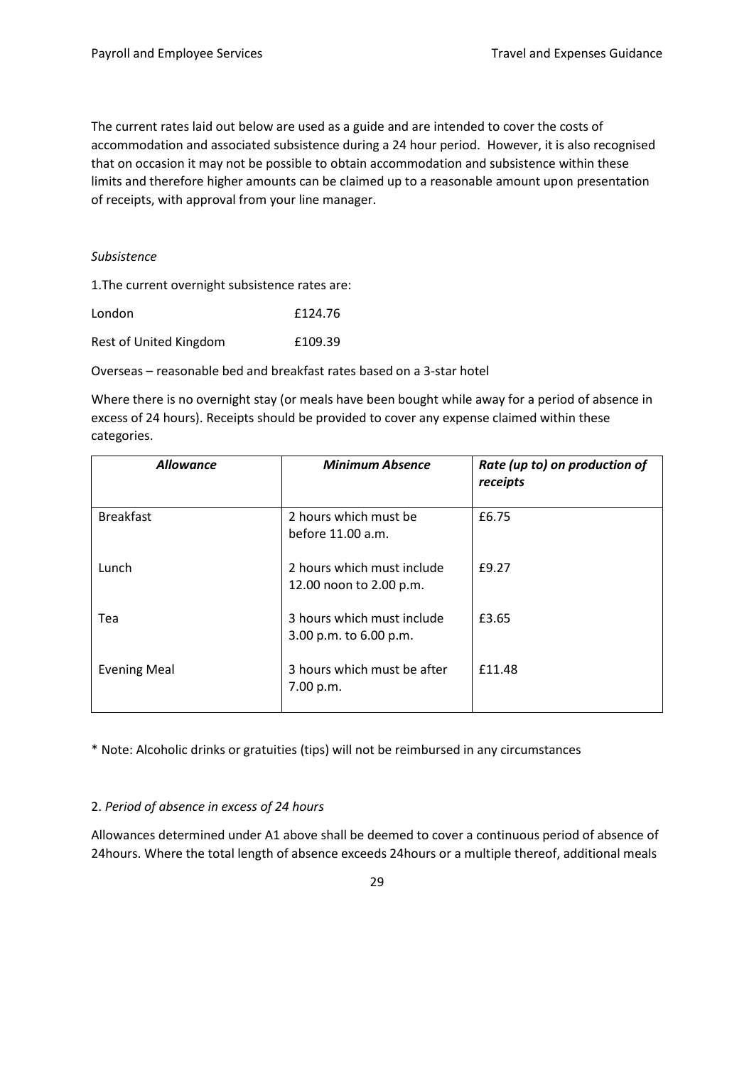The current rates laid out below are used as a guide and are intended to cover the costs of accommodation and associated subsistence during a 24 hour period. However, it is also recognised that on occasion it may not be possible to obtain accommodation and subsistence within these limits and therefore higher amounts can be claimed up to a reasonable amount upon presentation of receipts, with approval from your line manager.

*Subsistence*

1.The current overnight subsistence rates are:

London £124.76

Rest of United Kingdom £109.39

Overseas – reasonable bed and breakfast rates based on a 3-star hotel

Where there is no overnight stay (or meals have been bought while away for a period of absence in excess of 24 hours). Receipts should be provided to cover any expense claimed within these categories.

| ***Allowance*** | ***Minimum Absence*** | ***Rate (up to) on production of receipts*** |
|---|---|---|
| Breakfast | 2 hours which must be before 11.00 a.m. | £6.75 |
| Lunch | 2 hours which must include 12.00 noon to 2.00 p.m. | £9.27 |
| Tea | 3 hours which must include 3.00 p.m. to 6.00 p.m. | £3.65 |
| Evening Meal | 3 hours which must be after 7.00 p.m. | £11.48 |

* Note: Alcoholic drinks or gratuities (tips) will not be reimbursed in any circumstances

2. *Period of absence in excess of 24 hours*

Allowances determined under A1 above shall be deemed to cover a continuous period of absence of 24hours. Where the total length of absence exceeds 24hours or a multiple thereof, additional meals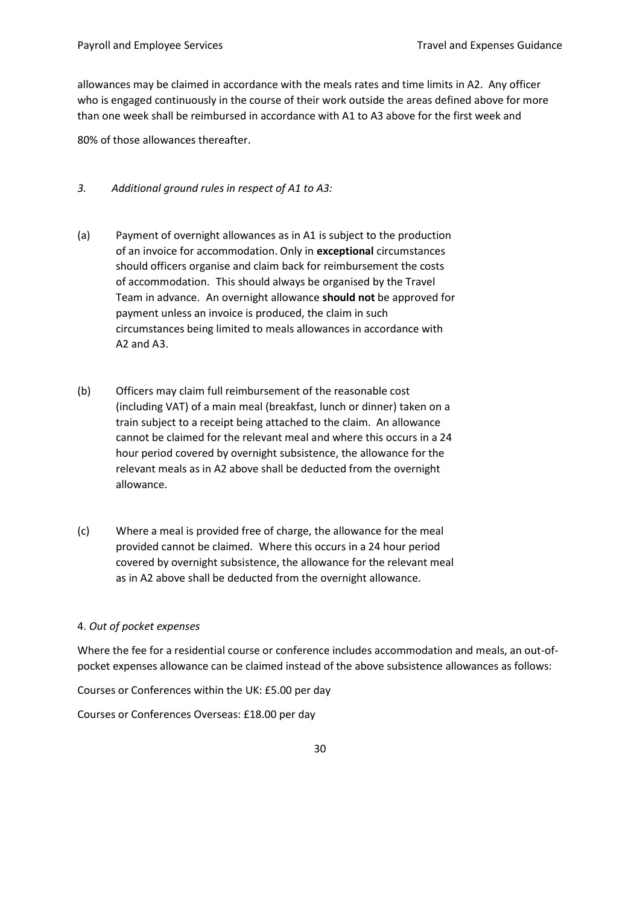allowances may be claimed in accordance with the meals rates and time limits in A2. Any officer who is engaged continuously in the course of their work outside the areas defined above for more than one week shall be reimbursed in accordance with A1 to A3 above for the first week and

80% of those allowances thereafter.

*3. Additional ground rules in respect of A1 to A3:*

(a) Payment of overnight allowances as in A1 is subject to the production of an invoice for accommodation. Only in **exceptional** circumstances should officers organise and claim back for reimbursement the costs of accommodation. This should always be organised by the Travel Team in advance. An overnight allowance **should not** be approved for payment unless an invoice is produced, the claim in such circumstances being limited to meals allowances in accordance with A2 and A3.

(b) Officers may claim full reimbursement of the reasonable cost (including VAT) of a main meal (breakfast, lunch or dinner) taken on a train subject to a receipt being attached to the claim. An allowance cannot be claimed for the relevant meal and where this occurs in a 24 hour period covered by overnight subsistence, the allowance for the relevant meals as in A2 above shall be deducted from the overnight allowance.

(c) Where a meal is provided free of charge, the allowance for the meal provided cannot be claimed. Where this occurs in a 24 hour period covered by overnight subsistence, the allowance for the relevant meal as in A2 above shall be deducted from the overnight allowance.

4. *Out of pocket expenses*

Where the fee for a residential course or conference includes accommodation and meals, an out-of-pocket expenses allowance can be claimed instead of the above subsistence allowances as follows:

Courses or Conferences within the UK: £5.00 per day

Courses or Conferences Overseas: £18.00 per day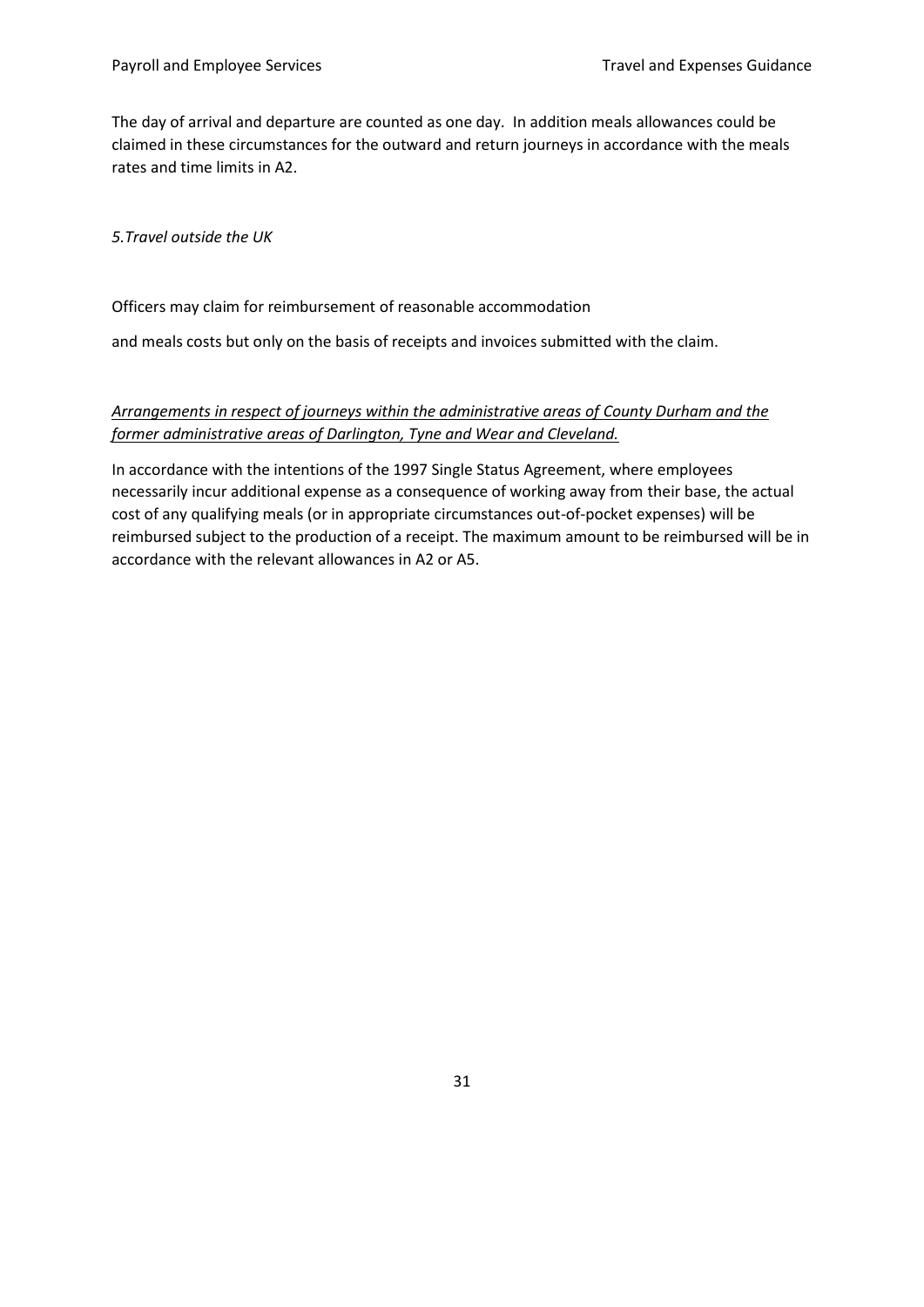The day of arrival and departure are counted as one day. In addition meals allowances could be claimed in these circumstances for the outward and return journeys in accordance with the meals rates and time limits in A2.

*5.Travel outside the UK*

Officers may claim for reimbursement of reasonable accommodation

and meals costs but only on the basis of receipts and invoices submitted with the claim.

*<u>Arrangements in respect of journeys within the administrative areas of County Durham and the former administrative areas of Darlington, Tyne and Wear and Cleveland.</u>*

In accordance with the intentions of the 1997 Single Status Agreement, where employees necessarily incur additional expense as a consequence of working away from their base, the actual cost of any qualifying meals (or in appropriate circumstances out-of-pocket expenses) will be reimbursed subject to the production of a receipt. The maximum amount to be reimbursed will be in accordance with the relevant allowances in A2 or A5.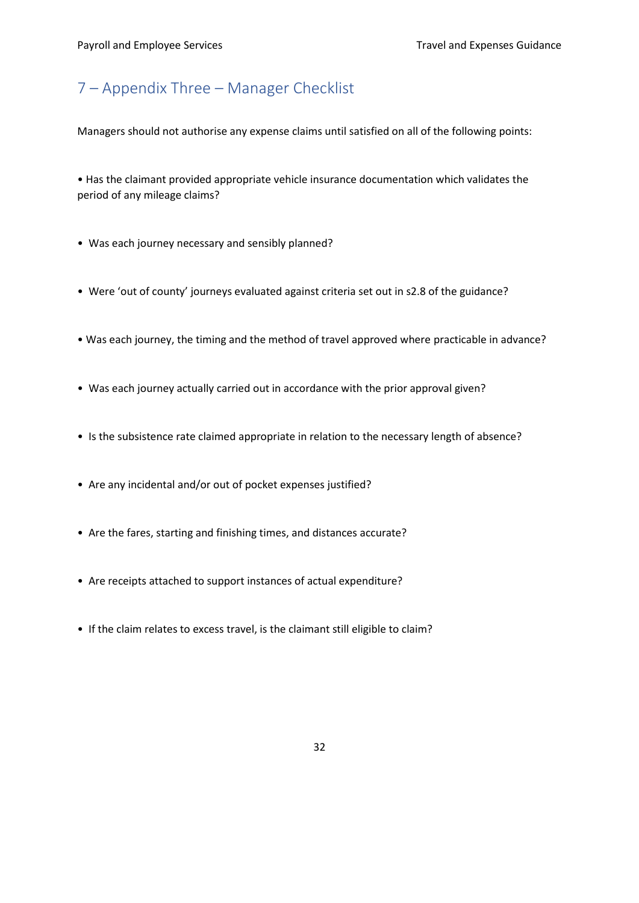## 7 – Appendix Three – Manager Checklist

Managers should not authorise any expense claims until satisfied on all of the following points:

- Has the claimant provided appropriate vehicle insurance documentation which validates the period of any mileage claims?
- Was each journey necessary and sensibly planned?
- Were 'out of county' journeys evaluated against criteria set out in s2.8 of the guidance?
- Was each journey, the timing and the method of travel approved where practicable in advance?
- Was each journey actually carried out in accordance with the prior approval given?
- Is the subsistence rate claimed appropriate in relation to the necessary length of absence?
- Are any incidental and/or out of pocket expenses justified?
- Are the fares, starting and finishing times, and distances accurate?
- Are receipts attached to support instances of actual expenditure?
- If the claim relates to excess travel, is the claimant still eligible to claim?